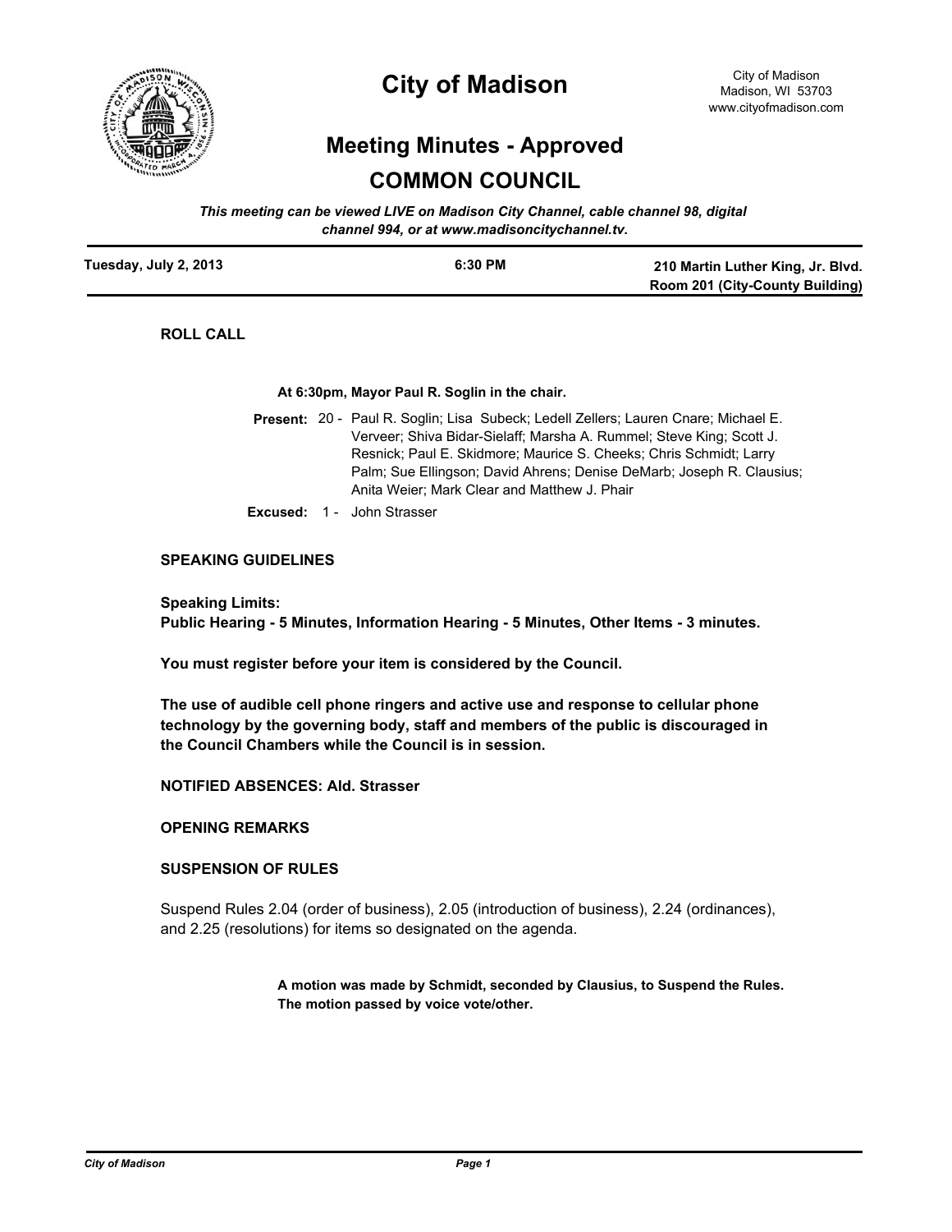# City of Madison

City of Madison
Madison, WI 53703
www.cityofmadison.com

## Meeting Minutes - Approved

## COMMON COUNCIL

*This meeting can be viewed LIVE on Madison City Channel, cable channel 98, digital channel 994, or at www.madisoncitychannel.tv.*

| Tuesday, July 2, 2013 | 6:30 PM | 210 Martin Luther King, Jr. Blvd. Room 201 (City-County Building) |
|---|---|---|

### ROLL CALL

**At 6:30pm, Mayor Paul R. Soglin in the chair.**

**Present:** 20 - Paul R. Soglin; Lisa Subeck; Ledell Zellers; Lauren Cnare; Michael E. Verveer; Shiva Bidar-Sielaff; Marsha A. Rummel; Steve King; Scott J. Resnick; Paul E. Skidmore; Maurice S. Cheeks; Chris Schmidt; Larry Palm; Sue Ellingson; David Ahrens; Denise DeMarb; Joseph R. Clausius; Anita Weier; Mark Clear and Matthew J. Phair

**Excused:** 1 - John Strasser

### SPEAKING GUIDELINES

**Speaking Limits:**
**Public Hearing - 5 Minutes, Information Hearing - 5 Minutes, Other Items - 3 minutes.**

**You must register before your item is considered by the Council.**

**The use of audible cell phone ringers and active use and response to cellular phone technology by the governing body, staff and members of the public is discouraged in the Council Chambers while the Council is in session.**

### NOTIFIED ABSENCES: Ald. Strasser

### OPENING REMARKS

### SUSPENSION OF RULES

Suspend Rules 2.04 (order of business), 2.05 (introduction of business), 2.24 (ordinances), and 2.25 (resolutions) for items so designated on the agenda.

**A motion was made by Schmidt, seconded by Clausius, to Suspend the Rules. The motion passed by voice vote/other.**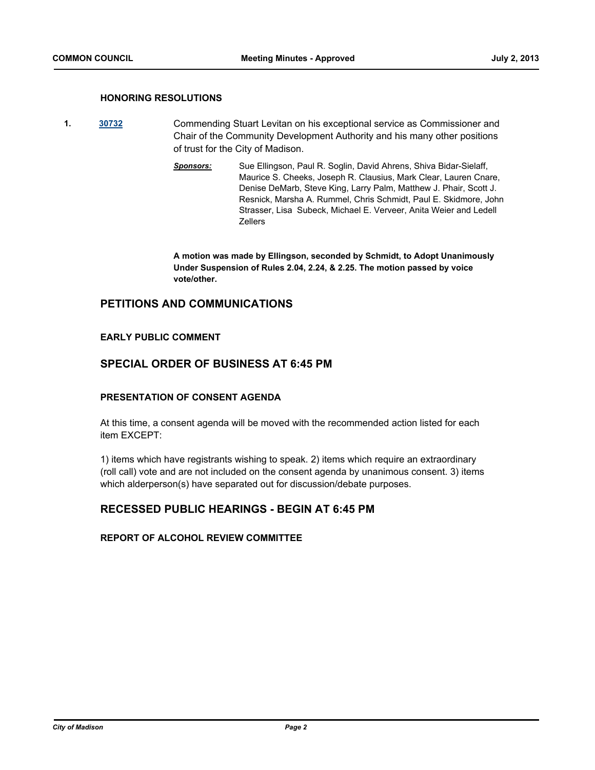### HONORING RESOLUTIONS

1. 30732 Commending Stuart Levitan on his exceptional service as Commissioner and Chair of the Community Development Authority and his many other positions of trust for the City of Madison.

   *Sponsors:* Sue Ellingson, Paul R. Soglin, David Ahrens, Shiva Bidar-Sielaff, Maurice S. Cheeks, Joseph R. Clausius, Mark Clear, Lauren Cnare, Denise DeMarb, Steve King, Larry Palm, Matthew J. Phair, Scott J. Resnick, Marsha A. Rummel, Chris Schmidt, Paul E. Skidmore, John Strasser, Lisa Subeck, Michael E. Verveer, Anita Weier and Ledell Zellers

   **A motion was made by Ellingson, seconded by Schmidt, to Adopt Unanimously Under Suspension of Rules 2.04, 2.24, & 2.25. The motion passed by voice vote/other.**

## PETITIONS AND COMMUNICATIONS

### EARLY PUBLIC COMMENT

## SPECIAL ORDER OF BUSINESS AT 6:45 PM

### PRESENTATION OF CONSENT AGENDA

At this time, a consent agenda will be moved with the recommended action listed for each item EXCEPT:

1) items which have registrants wishing to speak. 2) items which require an extraordinary (roll call) vote and are not included on the consent agenda by unanimous consent. 3) items which alderperson(s) have separated out for discussion/debate purposes.

## RECESSED PUBLIC HEARINGS - BEGIN AT 6:45 PM

### REPORT OF ALCOHOL REVIEW COMMITTEE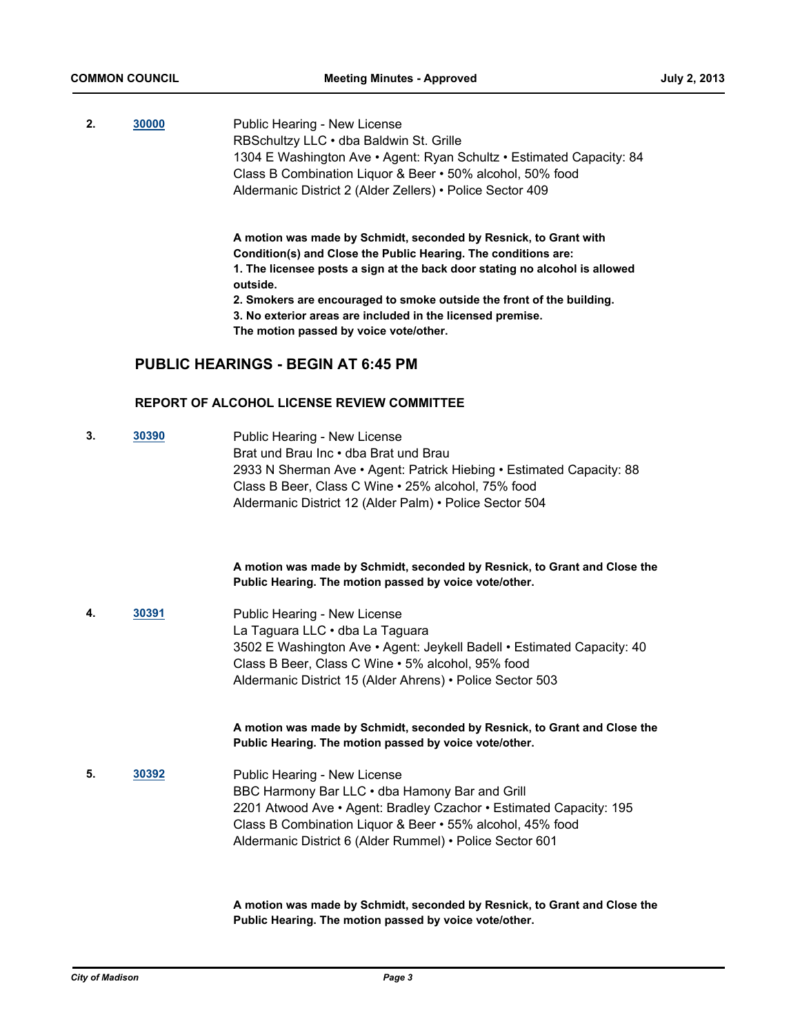**2.** **30000**

Public Hearing - New License
RBSchultzy LLC • dba Baldwin St. Grille
1304 E Washington Ave • Agent: Ryan Schultz • Estimated Capacity: 84
Class B Combination Liquor & Beer • 50% alcohol, 50% food
Aldermanic District 2 (Alder Zellers) • Police Sector 409

**A motion was made by Schmidt, seconded by Resnick, to Grant with Condition(s) and Close the Public Hearing. The conditions are:**
**1. The licensee posts a sign at the back door stating no alcohol is allowed outside.**
**2. Smokers are encouraged to smoke outside the front of the building.**
**3. No exterior areas are included in the licensed premise.**
**The motion passed by voice vote/other.**

## PUBLIC HEARINGS - BEGIN AT 6:45 PM

### REPORT OF ALCOHOL LICENSE REVIEW COMMITTEE

**3.** **30390**

Public Hearing - New License
Brat und Brau Inc • dba Brat und Brau
2933 N Sherman Ave • Agent: Patrick Hiebing • Estimated Capacity: 88
Class B Beer, Class C Wine • 25% alcohol, 75% food
Aldermanic District 12 (Alder Palm) • Police Sector 504

**A motion was made by Schmidt, seconded by Resnick, to Grant and Close the Public Hearing. The motion passed by voice vote/other.**

**4.** **30391**

Public Hearing - New License
La Taguara LLC • dba La Taguara
3502 E Washington Ave • Agent: Jeykell Badell • Estimated Capacity: 40
Class B Beer, Class C Wine • 5% alcohol, 95% food
Aldermanic District 15 (Alder Ahrens) • Police Sector 503

**A motion was made by Schmidt, seconded by Resnick, to Grant and Close the Public Hearing. The motion passed by voice vote/other.**

**5.** **30392**

Public Hearing - New License
BBC Harmony Bar LLC • dba Hamony Bar and Grill
2201 Atwood Ave • Agent: Bradley Czachor • Estimated Capacity: 195
Class B Combination Liquor & Beer • 55% alcohol, 45% food
Aldermanic District 6 (Alder Rummel) • Police Sector 601

**A motion was made by Schmidt, seconded by Resnick, to Grant and Close the Public Hearing. The motion passed by voice vote/other.**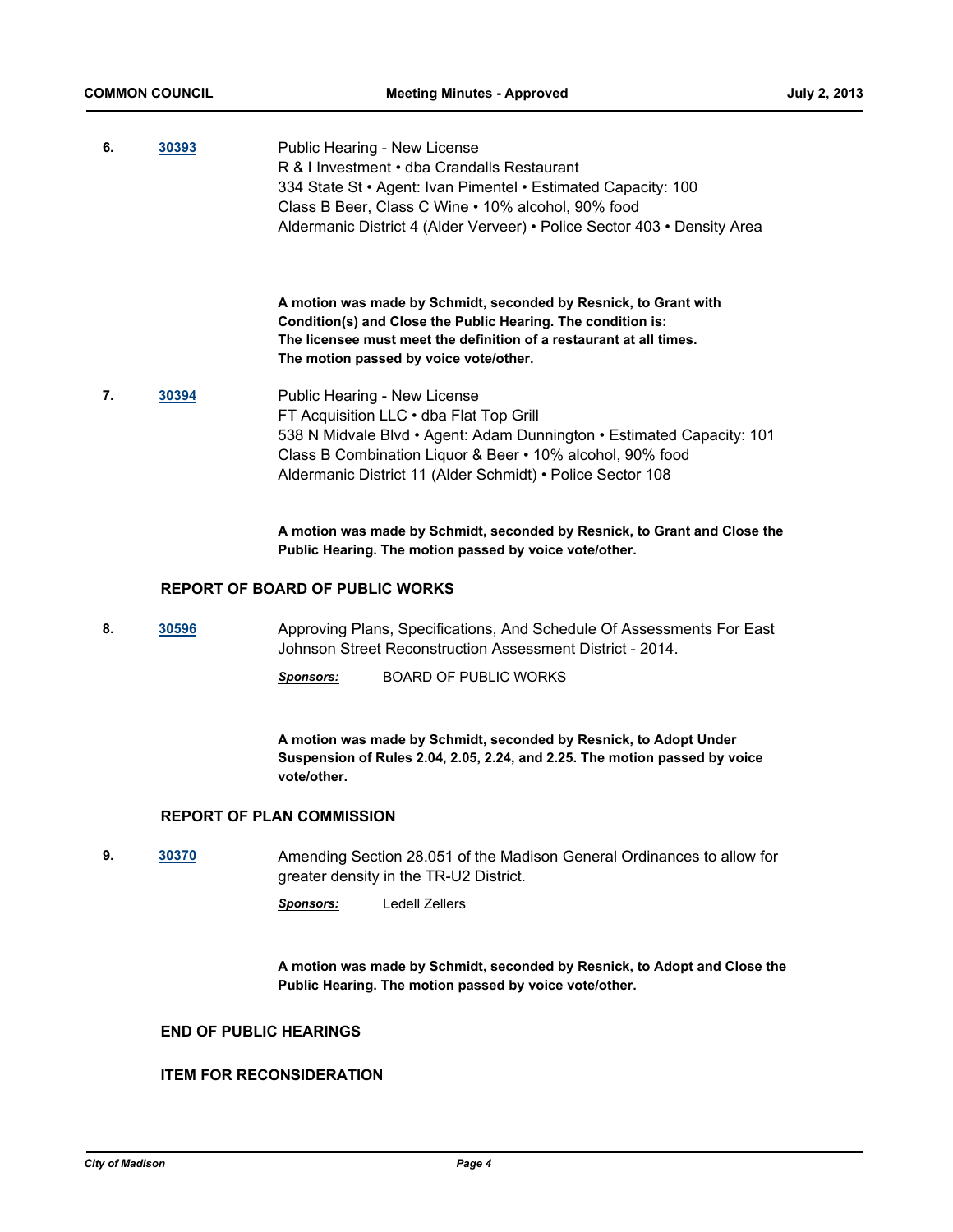6. **30393** Public Hearing - New License
R & I Investment • dba Crandalls Restaurant
334 State St • Agent: Ivan Pimentel • Estimated Capacity: 100
Class B Beer, Class C Wine • 10% alcohol, 90% food
Aldermanic District 4 (Alder Verveer) • Police Sector 403 • Density Area

**A motion was made by Schmidt, seconded by Resnick, to Grant with Condition(s) and Close the Public Hearing. The condition is: The licensee must meet the definition of a restaurant at all times. The motion passed by voice vote/other.**

7. **30394** Public Hearing - New License
FT Acquisition LLC • dba Flat Top Grill
538 N Midvale Blvd • Agent: Adam Dunnington • Estimated Capacity: 101
Class B Combination Liquor & Beer • 10% alcohol, 90% food
Aldermanic District 11 (Alder Schmidt) • Police Sector 108

**A motion was made by Schmidt, seconded by Resnick, to Grant and Close the Public Hearing. The motion passed by voice vote/other.**

## REPORT OF BOARD OF PUBLIC WORKS

8. **30596** Approving Plans, Specifications, And Schedule Of Assessments For East Johnson Street Reconstruction Assessment District - 2014.

*Sponsors:* BOARD OF PUBLIC WORKS

**A motion was made by Schmidt, seconded by Resnick, to Adopt Under Suspension of Rules 2.04, 2.05, 2.24, and 2.25. The motion passed by voice vote/other.**

## REPORT OF PLAN COMMISSION

9. **30370** Amending Section 28.051 of the Madison General Ordinances to allow for greater density in the TR-U2 District.

*Sponsors:* Ledell Zellers

**A motion was made by Schmidt, seconded by Resnick, to Adopt and Close the Public Hearing. The motion passed by voice vote/other.**

## END OF PUBLIC HEARINGS

## ITEM FOR RECONSIDERATION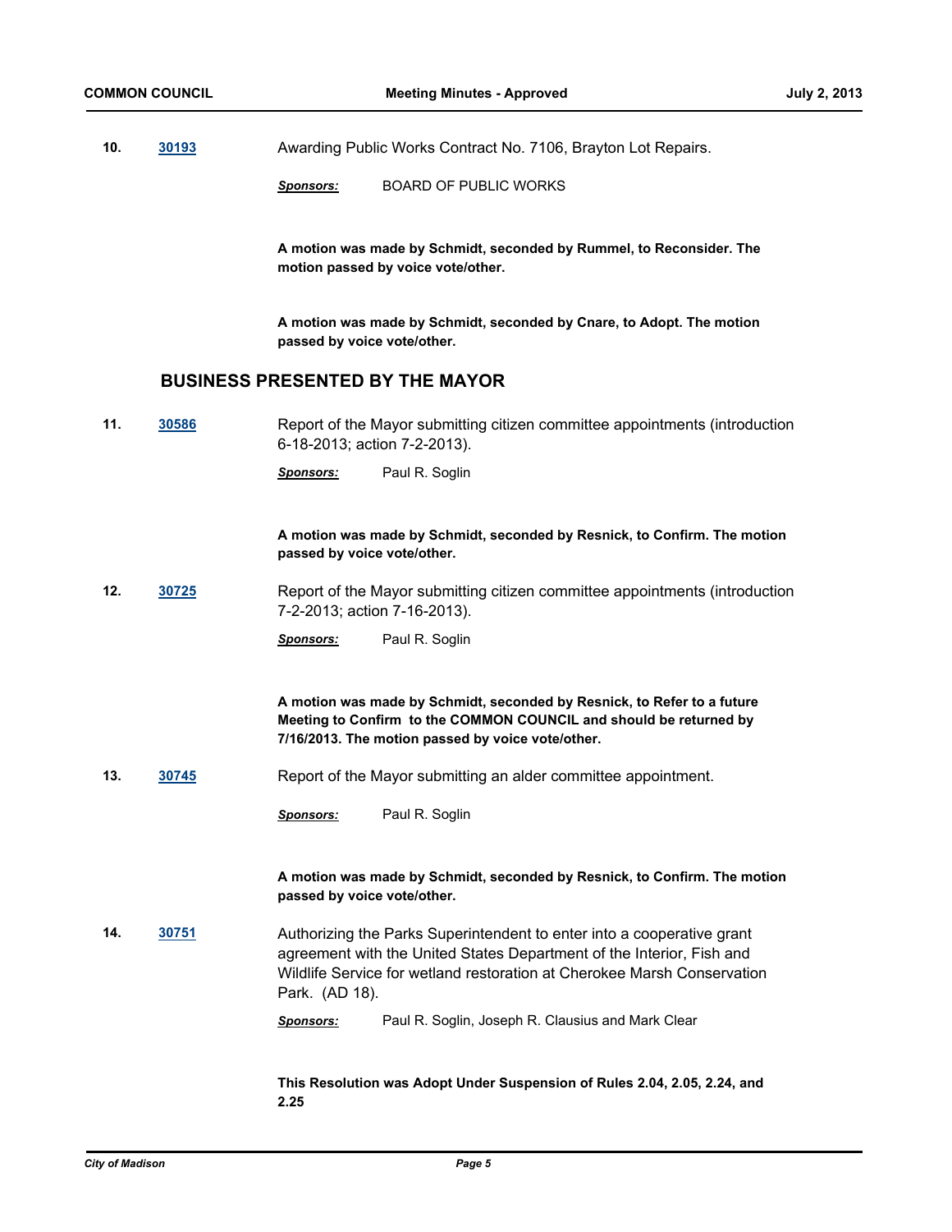**10.** **30193** Awarding Public Works Contract No. 7106, Brayton Lot Repairs.

***Sponsors:*** BOARD OF PUBLIC WORKS

**A motion was made by Schmidt, seconded by Rummel, to Reconsider. The motion passed by voice vote/other.**

**A motion was made by Schmidt, seconded by Cnare, to Adopt. The motion passed by voice vote/other.**

## BUSINESS PRESENTED BY THE MAYOR

**11.** **30586** Report of the Mayor submitting citizen committee appointments (introduction 6-18-2013; action 7-2-2013).

***Sponsors:*** Paul R. Soglin

**A motion was made by Schmidt, seconded by Resnick, to Confirm. The motion passed by voice vote/other.**

**12.** **30725** Report of the Mayor submitting citizen committee appointments (introduction 7-2-2013; action 7-16-2013).

***Sponsors:*** Paul R. Soglin

**A motion was made by Schmidt, seconded by Resnick, to Refer to a future Meeting to Confirm to the COMMON COUNCIL and should be returned by 7/16/2013. The motion passed by voice vote/other.**

**13.** **30745** Report of the Mayor submitting an alder committee appointment.

***Sponsors:*** Paul R. Soglin

**A motion was made by Schmidt, seconded by Resnick, to Confirm. The motion passed by voice vote/other.**

**14.** **30751** Authorizing the Parks Superintendent to enter into a cooperative grant agreement with the United States Department of the Interior, Fish and Wildlife Service for wetland restoration at Cherokee Marsh Conservation Park. (AD 18).

***Sponsors:*** Paul R. Soglin, Joseph R. Clausius and Mark Clear

**This Resolution was Adopt Under Suspension of Rules 2.04, 2.05, 2.24, and 2.25**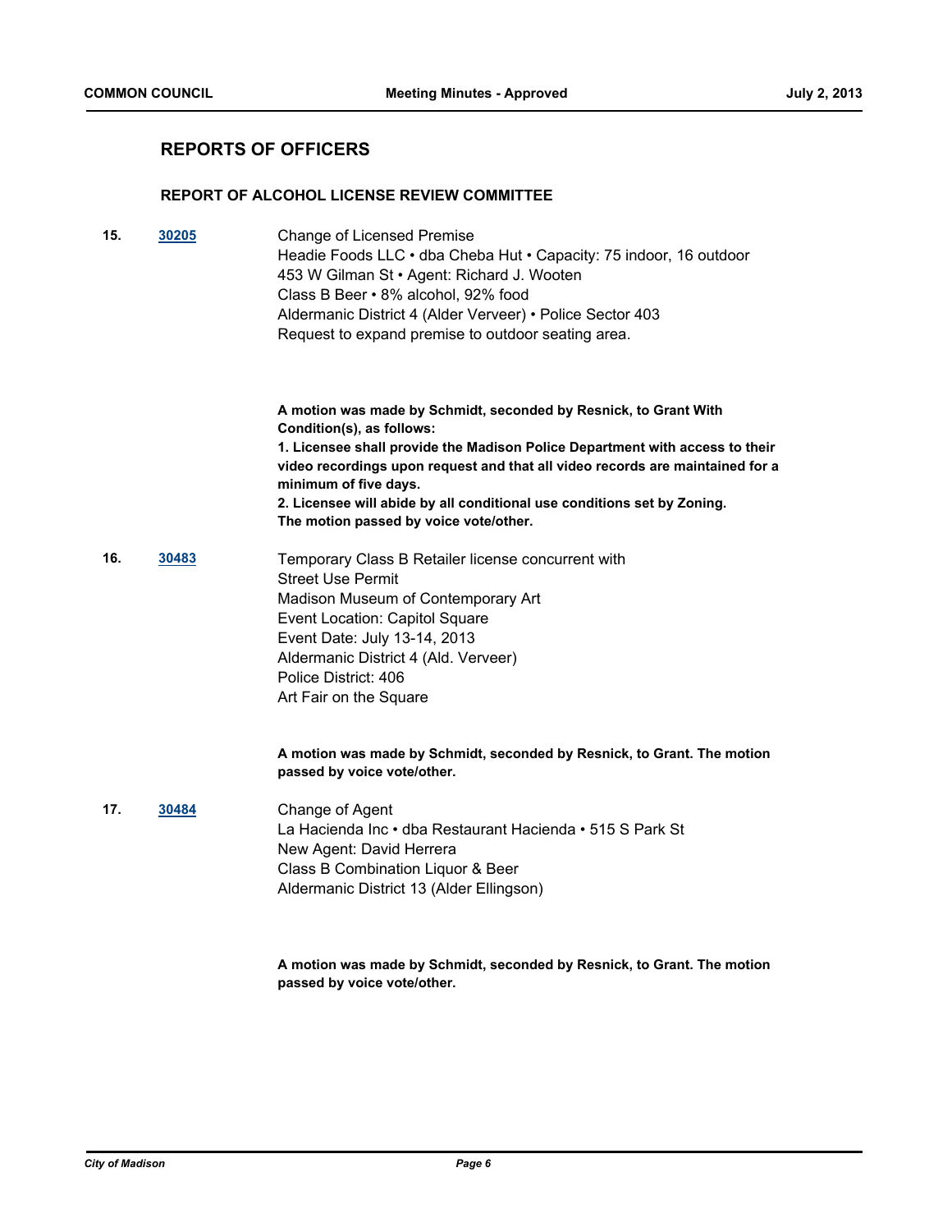## REPORTS OF OFFICERS

### REPORT OF ALCOHOL LICENSE REVIEW COMMITTEE

**15.** **30205**

Change of Licensed Premise
Headie Foods LLC • dba Cheba Hut • Capacity: 75 indoor, 16 outdoor
453 W Gilman St • Agent: Richard J. Wooten
Class B Beer • 8% alcohol, 92% food
Aldermanic District 4 (Alder Verveer) • Police Sector 403
Request to expand premise to outdoor seating area.

**A motion was made by Schmidt, seconded by Resnick, to Grant With Condition(s), as follows:**
**1. Licensee shall provide the Madison Police Department with access to their video recordings upon request and that all video records are maintained for a minimum of five days.**
**2. Licensee will abide by all conditional use conditions set by Zoning.**
**The motion passed by voice vote/other.**

**16.** **30483**

Temporary Class B Retailer license concurrent with
Street Use Permit
Madison Museum of Contemporary Art
Event Location: Capitol Square
Event Date: July 13-14, 2013
Aldermanic District 4 (Ald. Verveer)
Police District: 406
Art Fair on the Square

**A motion was made by Schmidt, seconded by Resnick, to Grant. The motion passed by voice vote/other.**

**17.** **30484**

Change of Agent
La Hacienda Inc • dba Restaurant Hacienda • 515 S Park St
New Agent: David Herrera
Class B Combination Liquor & Beer
Aldermanic District 13 (Alder Ellingson)

**A motion was made by Schmidt, seconded by Resnick, to Grant. The motion passed by voice vote/other.**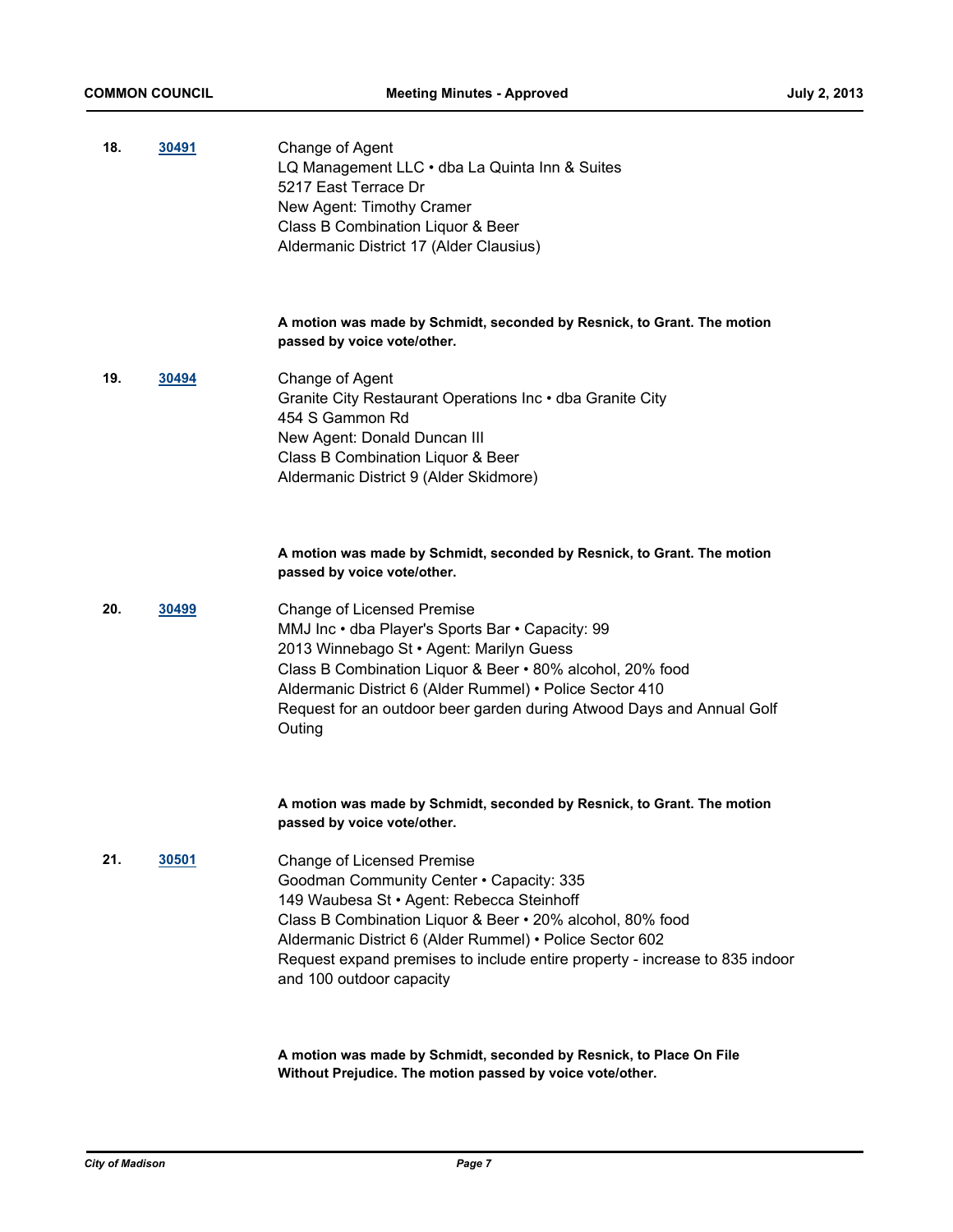**18.** **30491**

Change of Agent
LQ Management LLC • dba La Quinta Inn & Suites
5217 East Terrace Dr
New Agent: Timothy Cramer
Class B Combination Liquor & Beer
Aldermanic District 17 (Alder Clausius)

**A motion was made by Schmidt, seconded by Resnick, to Grant. The motion passed by voice vote/other.**

**19.** **30494**

Change of Agent
Granite City Restaurant Operations Inc • dba Granite City
454 S Gammon Rd
New Agent: Donald Duncan III
Class B Combination Liquor & Beer
Aldermanic District 9 (Alder Skidmore)

**A motion was made by Schmidt, seconded by Resnick, to Grant. The motion passed by voice vote/other.**

**20.** **30499**

Change of Licensed Premise
MMJ Inc • dba Player's Sports Bar • Capacity: 99
2013 Winnebago St • Agent: Marilyn Guess
Class B Combination Liquor & Beer • 80% alcohol, 20% food
Aldermanic District 6 (Alder Rummel) • Police Sector 410
Request for an outdoor beer garden during Atwood Days and Annual Golf Outing

**A motion was made by Schmidt, seconded by Resnick, to Grant. The motion passed by voice vote/other.**

**21.** **30501**

Change of Licensed Premise
Goodman Community Center • Capacity: 335
149 Waubesa St • Agent: Rebecca Steinhoff
Class B Combination Liquor & Beer • 20% alcohol, 80% food
Aldermanic District 6 (Alder Rummel) • Police Sector 602
Request expand premises to include entire property - increase to 835 indoor and 100 outdoor capacity

**A motion was made by Schmidt, seconded by Resnick, to Place On File Without Prejudice. The motion passed by voice vote/other.**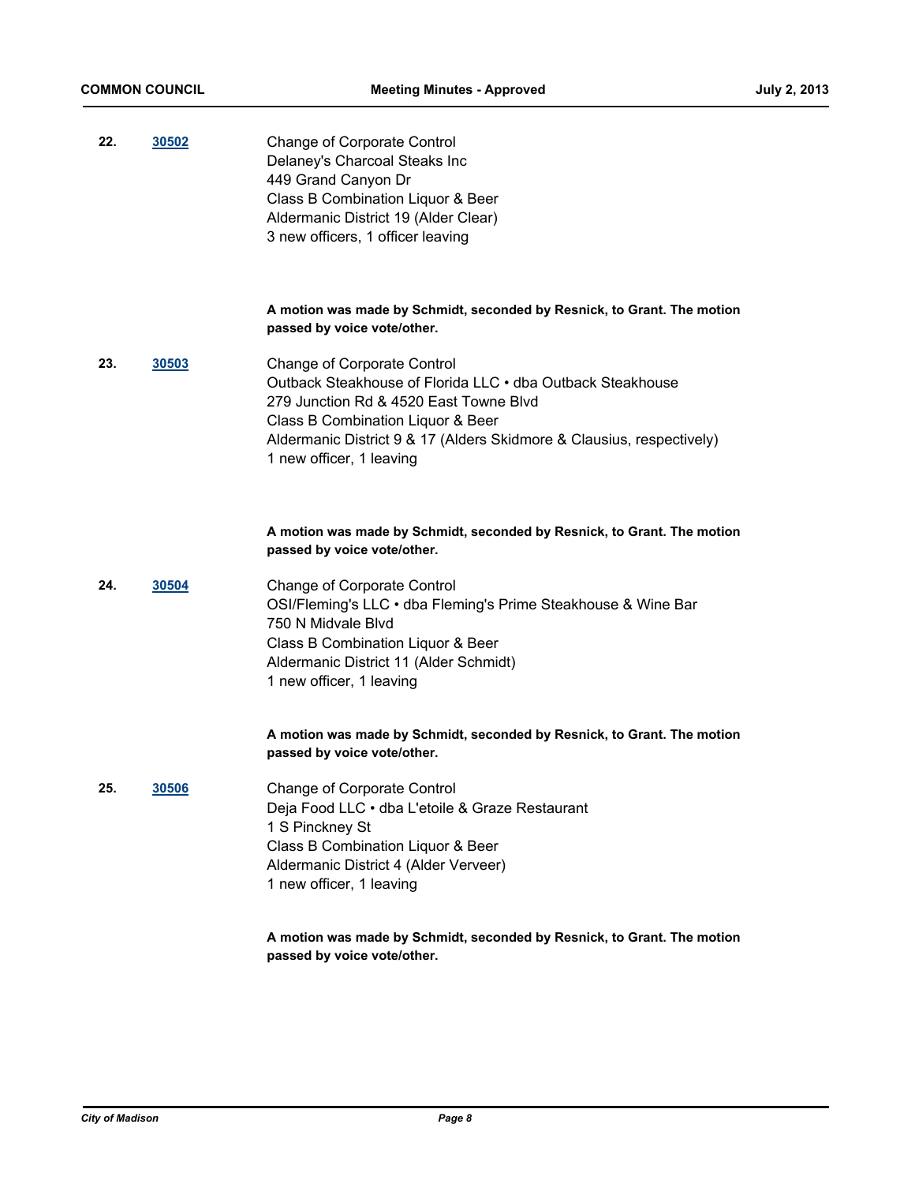**22.** **30502**

Change of Corporate Control
Delaney's Charcoal Steaks Inc
449 Grand Canyon Dr
Class B Combination Liquor & Beer
Aldermanic District 19 (Alder Clear)
3 new officers, 1 officer leaving

**A motion was made by Schmidt, seconded by Resnick, to Grant. The motion passed by voice vote/other.**

**23.** **30503**

Change of Corporate Control
Outback Steakhouse of Florida LLC • dba Outback Steakhouse
279 Junction Rd & 4520 East Towne Blvd
Class B Combination Liquor & Beer
Aldermanic District 9 & 17 (Alders Skidmore & Clausius, respectively)
1 new officer, 1 leaving

**A motion was made by Schmidt, seconded by Resnick, to Grant. The motion passed by voice vote/other.**

**24.** **30504**

Change of Corporate Control
OSI/Fleming's LLC • dba Fleming's Prime Steakhouse & Wine Bar
750 N Midvale Blvd
Class B Combination Liquor & Beer
Aldermanic District 11 (Alder Schmidt)
1 new officer, 1 leaving

**A motion was made by Schmidt, seconded by Resnick, to Grant. The motion passed by voice vote/other.**

**25.** **30506**

Change of Corporate Control
Deja Food LLC • dba L'etoile & Graze Restaurant
1 S Pinckney St
Class B Combination Liquor & Beer
Aldermanic District 4 (Alder Verveer)
1 new officer, 1 leaving

**A motion was made by Schmidt, seconded by Resnick, to Grant. The motion passed by voice vote/other.**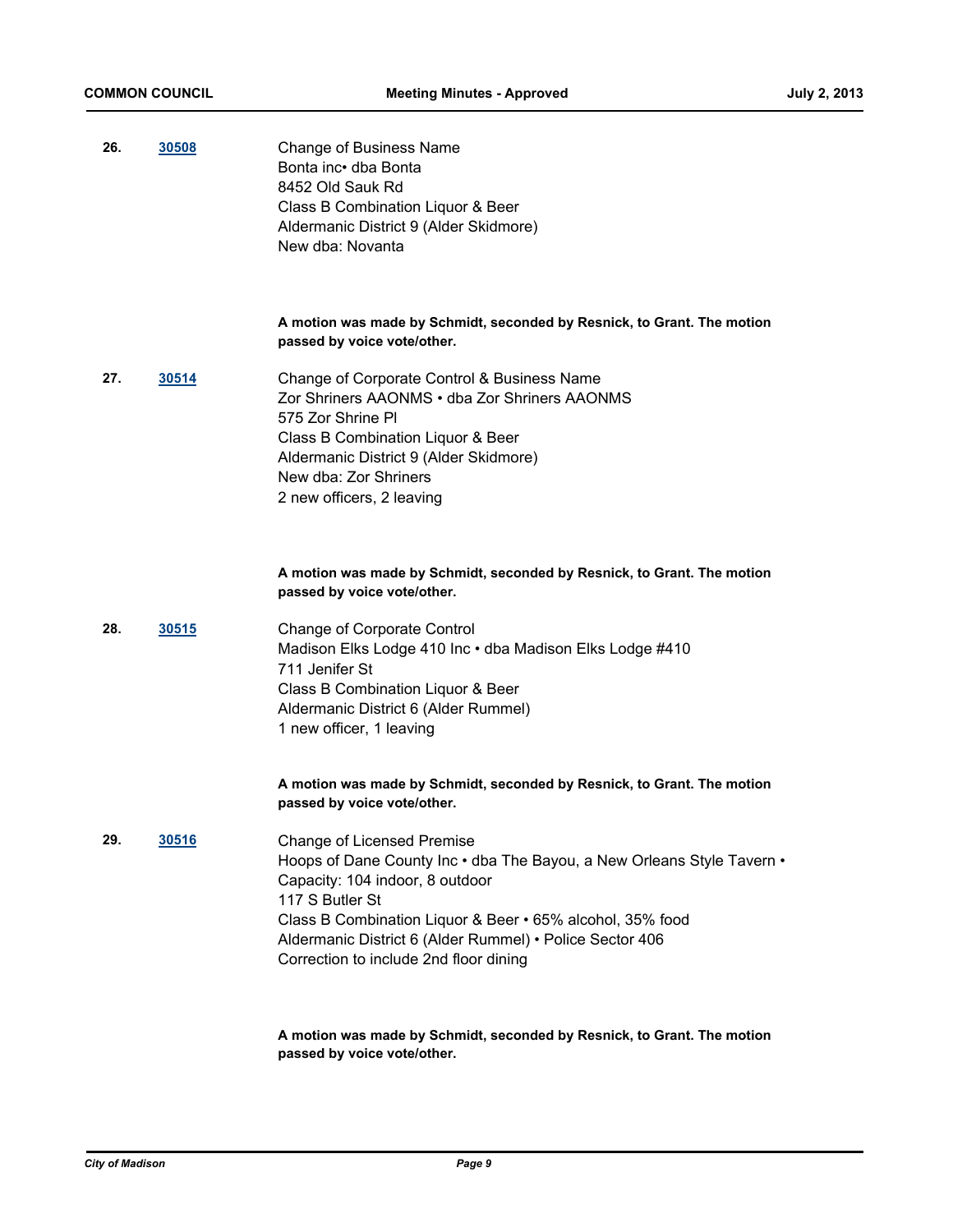**26.** **30508**

Change of Business Name
Bonta inc• dba Bonta
8452 Old Sauk Rd
Class B Combination Liquor & Beer
Aldermanic District 9 (Alder Skidmore)
New dba: Novanta

**A motion was made by Schmidt, seconded by Resnick, to Grant. The motion passed by voice vote/other.**

**27.** **30514**

Change of Corporate Control & Business Name
Zor Shriners AAONMS • dba Zor Shriners AAONMS
575 Zor Shrine Pl
Class B Combination Liquor & Beer
Aldermanic District 9 (Alder Skidmore)
New dba: Zor Shriners
2 new officers, 2 leaving

**A motion was made by Schmidt, seconded by Resnick, to Grant. The motion passed by voice vote/other.**

**28.** **30515**

Change of Corporate Control
Madison Elks Lodge 410 Inc • dba Madison Elks Lodge #410
711 Jenifer St
Class B Combination Liquor & Beer
Aldermanic District 6 (Alder Rummel)
1 new officer, 1 leaving

**A motion was made by Schmidt, seconded by Resnick, to Grant. The motion passed by voice vote/other.**

**29.** **30516**

Change of Licensed Premise
Hoops of Dane County Inc • dba The Bayou, a New Orleans Style Tavern •
Capacity: 104 indoor, 8 outdoor
117 S Butler St
Class B Combination Liquor & Beer • 65% alcohol, 35% food
Aldermanic District 6 (Alder Rummel) • Police Sector 406
Correction to include 2nd floor dining

**A motion was made by Schmidt, seconded by Resnick, to Grant. The motion passed by voice vote/other.**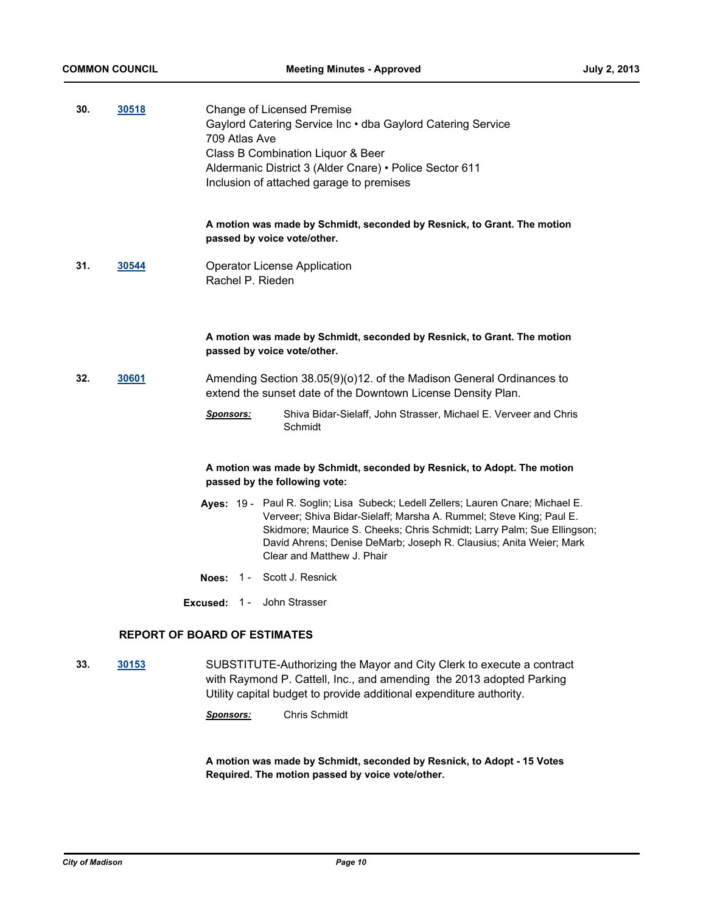**30.** **30518**

Change of Licensed Premise
Gaylord Catering Service Inc • dba Gaylord Catering Service
709 Atlas Ave
Class B Combination Liquor & Beer
Aldermanic District 3 (Alder Cnare) • Police Sector 611
Inclusion of attached garage to premises

**A motion was made by Schmidt, seconded by Resnick, to Grant. The motion passed by voice vote/other.**

**31.** **30544**

Operator License Application
Rachel P. Rieden

**A motion was made by Schmidt, seconded by Resnick, to Grant. The motion passed by voice vote/other.**

**32.** **30601**

Amending Section 38.05(9)(o)12. of the Madison General Ordinances to extend the sunset date of the Downtown License Density Plan.

***Sponsors:*** Shiva Bidar-Sielaff, John Strasser, Michael E. Verveer and Chris Schmidt

**A motion was made by Schmidt, seconded by Resnick, to Adopt. The motion passed by the following vote:**

**Ayes:** 19 - Paul R. Soglin; Lisa Subeck; Ledell Zellers; Lauren Cnare; Michael E. Verveer; Shiva Bidar-Sielaff; Marsha A. Rummel; Steve King; Paul E. Skidmore; Maurice S. Cheeks; Chris Schmidt; Larry Palm; Sue Ellingson; David Ahrens; Denise DeMarb; Joseph R. Clausius; Anita Weier; Mark Clear and Matthew J. Phair

**Noes:** 1 - Scott J. Resnick

**Excused:** 1 - John Strasser

## REPORT OF BOARD OF ESTIMATES

**33.** **30153**

SUBSTITUTE-Authorizing the Mayor and City Clerk to execute a contract with Raymond P. Cattell, Inc., and amending the 2013 adopted Parking Utility capital budget to provide additional expenditure authority.

***Sponsors:*** Chris Schmidt

**A motion was made by Schmidt, seconded by Resnick, to Adopt - 15 Votes Required. The motion passed by voice vote/other.**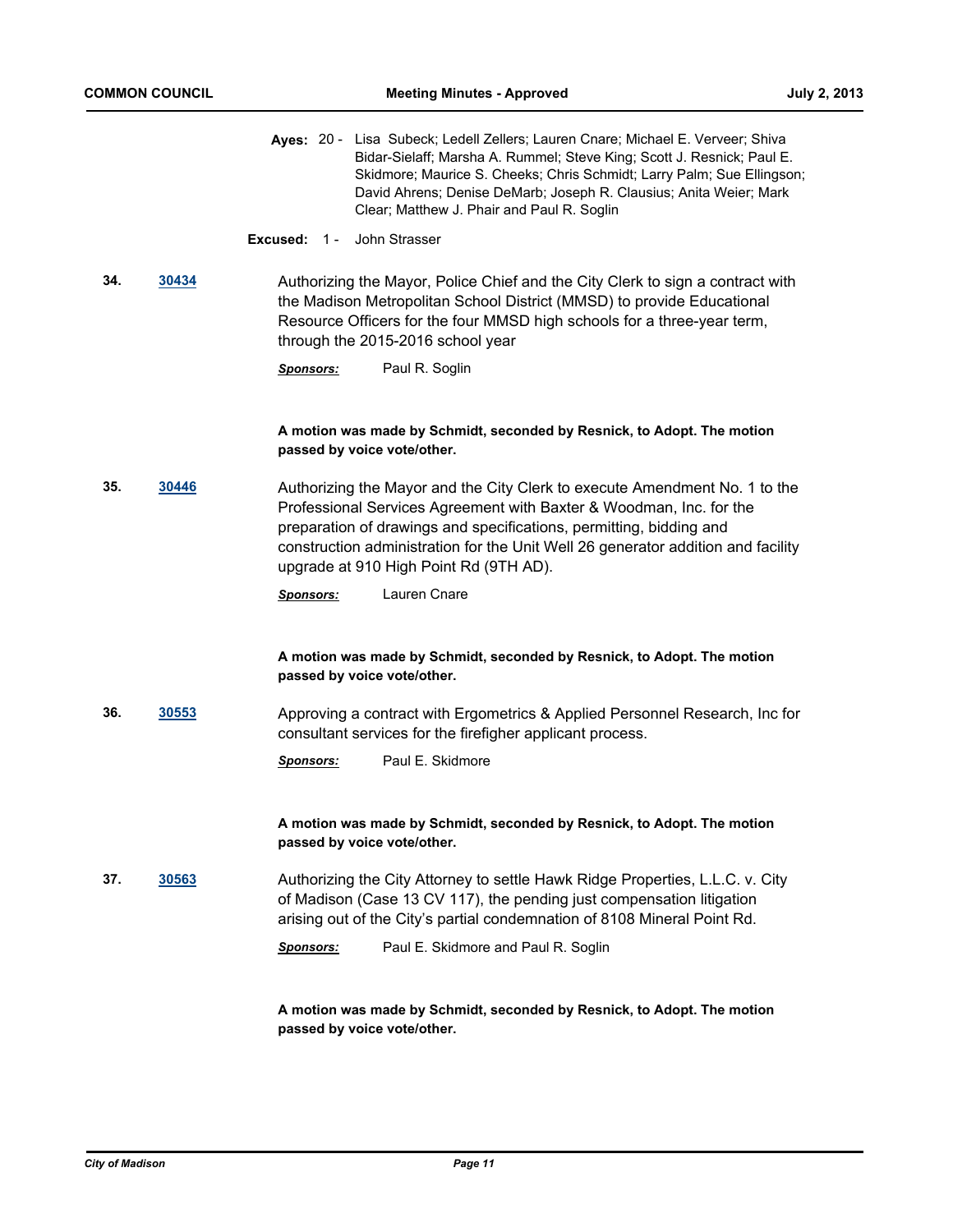**Ayes:** 20 - Lisa Subeck; Ledell Zellers; Lauren Cnare; Michael E. Verveer; Shiva Bidar-Sielaff; Marsha A. Rummel; Steve King; Scott J. Resnick; Paul E. Skidmore; Maurice S. Cheeks; Chris Schmidt; Larry Palm; Sue Ellingson; David Ahrens; Denise DeMarb; Joseph R. Clausius; Anita Weier; Mark Clear; Matthew J. Phair and Paul R. Soglin

**Excused:** 1 - John Strasser

**34. 30434**

Authorizing the Mayor, Police Chief and the City Clerk to sign a contract with the Madison Metropolitan School District (MMSD) to provide Educational Resource Officers for the four MMSD high schools for a three-year term, through the 2015-2016 school year

***Sponsors:*** Paul R. Soglin

**A motion was made by Schmidt, seconded by Resnick, to Adopt. The motion passed by voice vote/other.**

**35. 30446**

Authorizing the Mayor and the City Clerk to execute Amendment No. 1 to the Professional Services Agreement with Baxter & Woodman, Inc. for the preparation of drawings and specifications, permitting, bidding and construction administration for the Unit Well 26 generator addition and facility upgrade at 910 High Point Rd (9TH AD).

***Sponsors:*** Lauren Cnare

**A motion was made by Schmidt, seconded by Resnick, to Adopt. The motion passed by voice vote/other.**

**36. 30553**

Approving a contract with Ergometrics & Applied Personnel Research, Inc for consultant services for the firefighter applicant process.

***Sponsors:*** Paul E. Skidmore

**A motion was made by Schmidt, seconded by Resnick, to Adopt. The motion passed by voice vote/other.**

**37. 30563**

Authorizing the City Attorney to settle Hawk Ridge Properties, L.L.C. v. City of Madison (Case 13 CV 117), the pending just compensation litigation arising out of the City's partial condemnation of 8108 Mineral Point Rd.

***Sponsors:*** Paul E. Skidmore and Paul R. Soglin

**A motion was made by Schmidt, seconded by Resnick, to Adopt. The motion passed by voice vote/other.**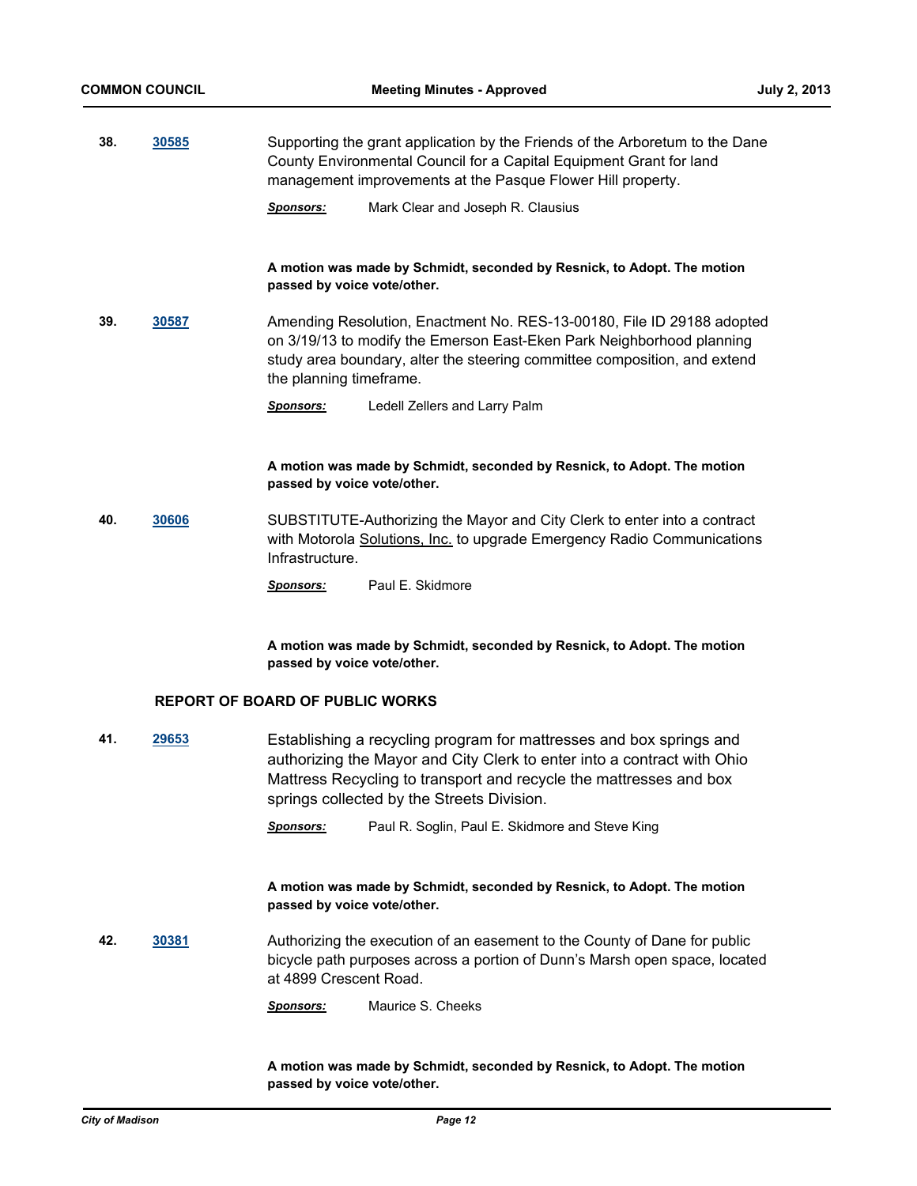**38.** **30585** Supporting the grant application by the Friends of the Arboretum to the Dane County Environmental Council for a Capital Equipment Grant for land management improvements at the Pasque Flower Hill property.

***Sponsors:*** Mark Clear and Joseph R. Clausius

**A motion was made by Schmidt, seconded by Resnick, to Adopt. The motion passed by voice vote/other.**

**39.** **30587** Amending Resolution, Enactment No. RES-13-00180, File ID 29188 adopted on 3/19/13 to modify the Emerson East-Eken Park Neighborhood planning study area boundary, alter the steering committee composition, and extend the planning timeframe.

***Sponsors:*** Ledell Zellers and Larry Palm

**A motion was made by Schmidt, seconded by Resnick, to Adopt. The motion passed by voice vote/other.**

**40.** **30606** SUBSTITUTE-Authorizing the Mayor and City Clerk to enter into a contract with Motorola Solutions, Inc. to upgrade Emergency Radio Communications Infrastructure.

***Sponsors:*** Paul E. Skidmore

**A motion was made by Schmidt, seconded by Resnick, to Adopt. The motion passed by voice vote/other.**

## REPORT OF BOARD OF PUBLIC WORKS

**41.** **29653** Establishing a recycling program for mattresses and box springs and authorizing the Mayor and City Clerk to enter into a contract with Ohio Mattress Recycling to transport and recycle the mattresses and box springs collected by the Streets Division.

***Sponsors:*** Paul R. Soglin, Paul E. Skidmore and Steve King

**A motion was made by Schmidt, seconded by Resnick, to Adopt. The motion passed by voice vote/other.**

**42.** **30381** Authorizing the execution of an easement to the County of Dane for public bicycle path purposes across a portion of Dunn's Marsh open space, located at 4899 Crescent Road.

***Sponsors:*** Maurice S. Cheeks

**A motion was made by Schmidt, seconded by Resnick, to Adopt. The motion passed by voice vote/other.**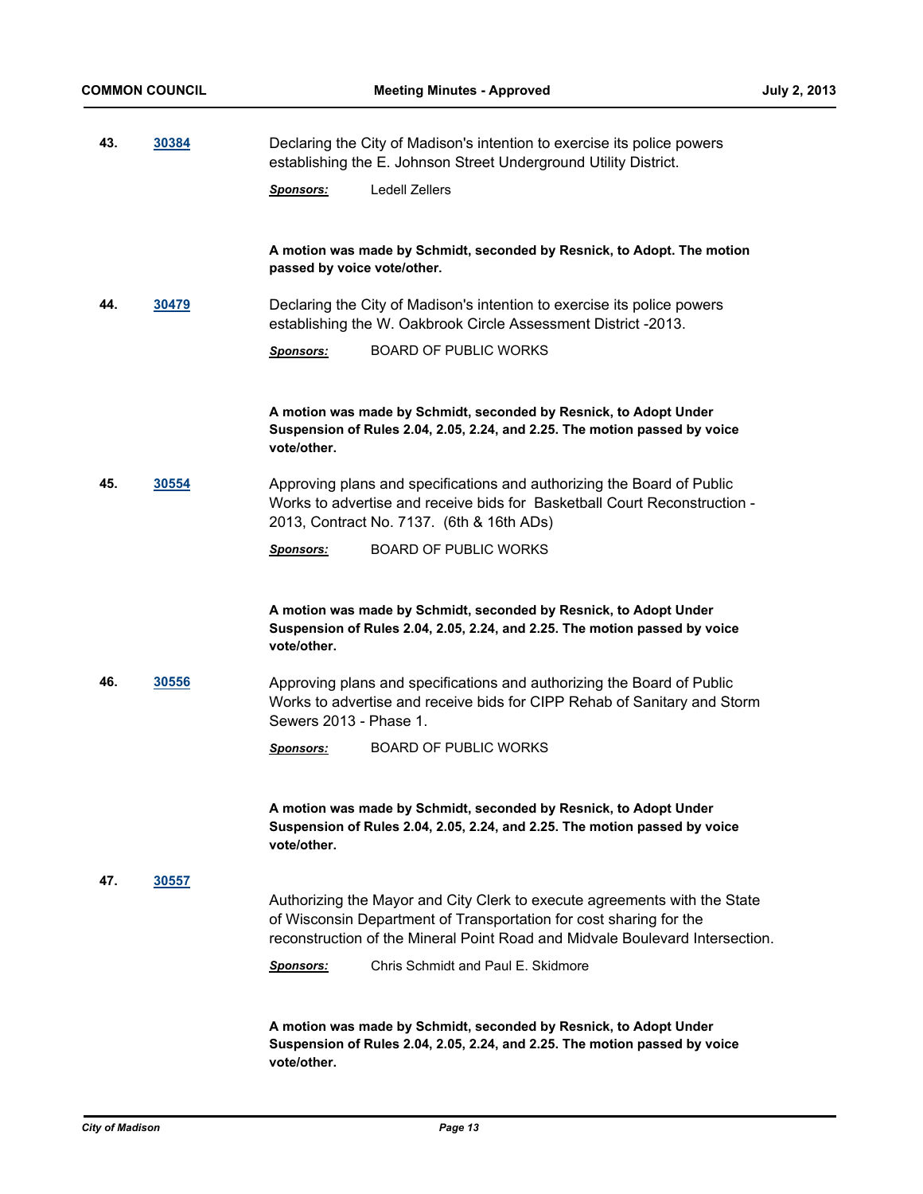**43.** **30384**

Declaring the City of Madison's intention to exercise its police powers establishing the E. Johnson Street Underground Utility District.

***Sponsors:*** Ledell Zellers

**A motion was made by Schmidt, seconded by Resnick, to Adopt. The motion passed by voice vote/other.**

**44.** **30479**

Declaring the City of Madison's intention to exercise its police powers establishing the W. Oakbrook Circle Assessment District -2013.

***Sponsors:*** BOARD OF PUBLIC WORKS

**A motion was made by Schmidt, seconded by Resnick, to Adopt Under Suspension of Rules 2.04, 2.05, 2.24, and 2.25. The motion passed by voice vote/other.**

**45.** **30554**

Approving plans and specifications and authorizing the Board of Public Works to advertise and receive bids for Basketball Court Reconstruction - 2013, Contract No. 7137. (6th & 16th ADs)

***Sponsors:*** BOARD OF PUBLIC WORKS

**A motion was made by Schmidt, seconded by Resnick, to Adopt Under Suspension of Rules 2.04, 2.05, 2.24, and 2.25. The motion passed by voice vote/other.**

**46.** **30556**

Approving plans and specifications and authorizing the Board of Public Works to advertise and receive bids for CIPP Rehab of Sanitary and Storm Sewers 2013 - Phase 1.

***Sponsors:*** BOARD OF PUBLIC WORKS

**A motion was made by Schmidt, seconded by Resnick, to Adopt Under Suspension of Rules 2.04, 2.05, 2.24, and 2.25. The motion passed by voice vote/other.**

**47.** **30557**

Authorizing the Mayor and City Clerk to execute agreements with the State of Wisconsin Department of Transportation for cost sharing for the reconstruction of the Mineral Point Road and Midvale Boulevard Intersection.

***Sponsors:*** Chris Schmidt and Paul E. Skidmore

**A motion was made by Schmidt, seconded by Resnick, to Adopt Under Suspension of Rules 2.04, 2.05, 2.24, and 2.25. The motion passed by voice vote/other.**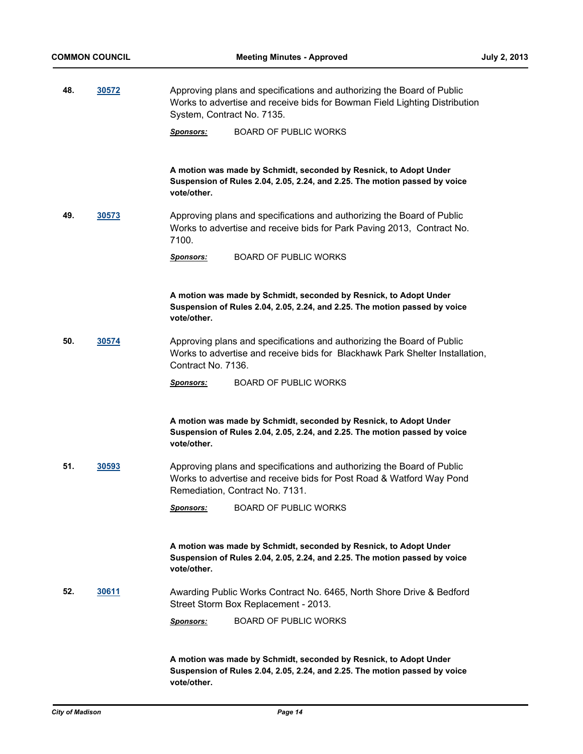**48.** **30572** Approving plans and specifications and authorizing the Board of Public Works to advertise and receive bids for Bowman Field Lighting Distribution System, Contract No. 7135.

***Sponsors:*** BOARD OF PUBLIC WORKS

**A motion was made by Schmidt, seconded by Resnick, to Adopt Under Suspension of Rules 2.04, 2.05, 2.24, and 2.25. The motion passed by voice vote/other.**

**49.** **30573** Approving plans and specifications and authorizing the Board of Public Works to advertise and receive bids for Park Paving 2013, Contract No. 7100.

***Sponsors:*** BOARD OF PUBLIC WORKS

**A motion was made by Schmidt, seconded by Resnick, to Adopt Under Suspension of Rules 2.04, 2.05, 2.24, and 2.25. The motion passed by voice vote/other.**

**50.** **30574** Approving plans and specifications and authorizing the Board of Public Works to advertise and receive bids for Blackhawk Park Shelter Installation, Contract No. 7136.

***Sponsors:*** BOARD OF PUBLIC WORKS

**A motion was made by Schmidt, seconded by Resnick, to Adopt Under Suspension of Rules 2.04, 2.05, 2.24, and 2.25. The motion passed by voice vote/other.**

**51.** **30593** Approving plans and specifications and authorizing the Board of Public Works to advertise and receive bids for Post Road & Watford Way Pond Remediation, Contract No. 7131.

***Sponsors:*** BOARD OF PUBLIC WORKS

**A motion was made by Schmidt, seconded by Resnick, to Adopt Under Suspension of Rules 2.04, 2.05, 2.24, and 2.25. The motion passed by voice vote/other.**

**52.** **30611** Awarding Public Works Contract No. 6465, North Shore Drive & Bedford Street Storm Box Replacement - 2013.

***Sponsors:*** BOARD OF PUBLIC WORKS

**A motion was made by Schmidt, seconded by Resnick, to Adopt Under Suspension of Rules 2.04, 2.05, 2.24, and 2.25. The motion passed by voice vote/other.**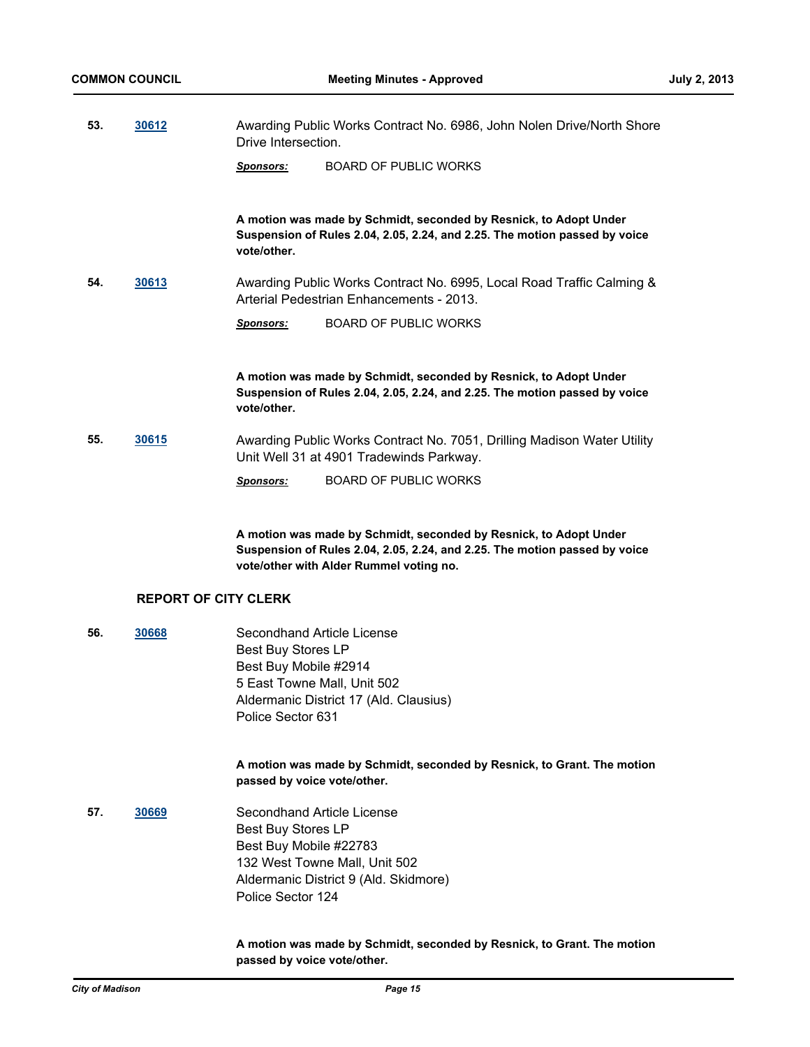**53.** **30612** Awarding Public Works Contract No. 6986, John Nolen Drive/North Shore Drive Intersection.

***Sponsors:*** BOARD OF PUBLIC WORKS

**A motion was made by Schmidt, seconded by Resnick, to Adopt Under Suspension of Rules 2.04, 2.05, 2.24, and 2.25. The motion passed by voice vote/other.**

**54.** **30613** Awarding Public Works Contract No. 6995, Local Road Traffic Calming & Arterial Pedestrian Enhancements - 2013.

***Sponsors:*** BOARD OF PUBLIC WORKS

**A motion was made by Schmidt, seconded by Resnick, to Adopt Under Suspension of Rules 2.04, 2.05, 2.24, and 2.25. The motion passed by voice vote/other.**

**55.** **30615** Awarding Public Works Contract No. 7051, Drilling Madison Water Utility Unit Well 31 at 4901 Tradewinds Parkway.

***Sponsors:*** BOARD OF PUBLIC WORKS

**A motion was made by Schmidt, seconded by Resnick, to Adopt Under Suspension of Rules 2.04, 2.05, 2.24, and 2.25. The motion passed by voice vote/other with Alder Rummel voting no.**

## REPORT OF CITY CLERK

**56.** **30668** Secondhand Article License
Best Buy Stores LP
Best Buy Mobile #2914
5 East Towne Mall, Unit 502
Aldermanic District 17 (Ald. Clausius)
Police Sector 631

**A motion was made by Schmidt, seconded by Resnick, to Grant. The motion passed by voice vote/other.**

**57.** **30669** Secondhand Article License
Best Buy Stores LP
Best Buy Mobile #22783
132 West Towne Mall, Unit 502
Aldermanic District 9 (Ald. Skidmore)
Police Sector 124

**A motion was made by Schmidt, seconded by Resnick, to Grant. The motion passed by voice vote/other.**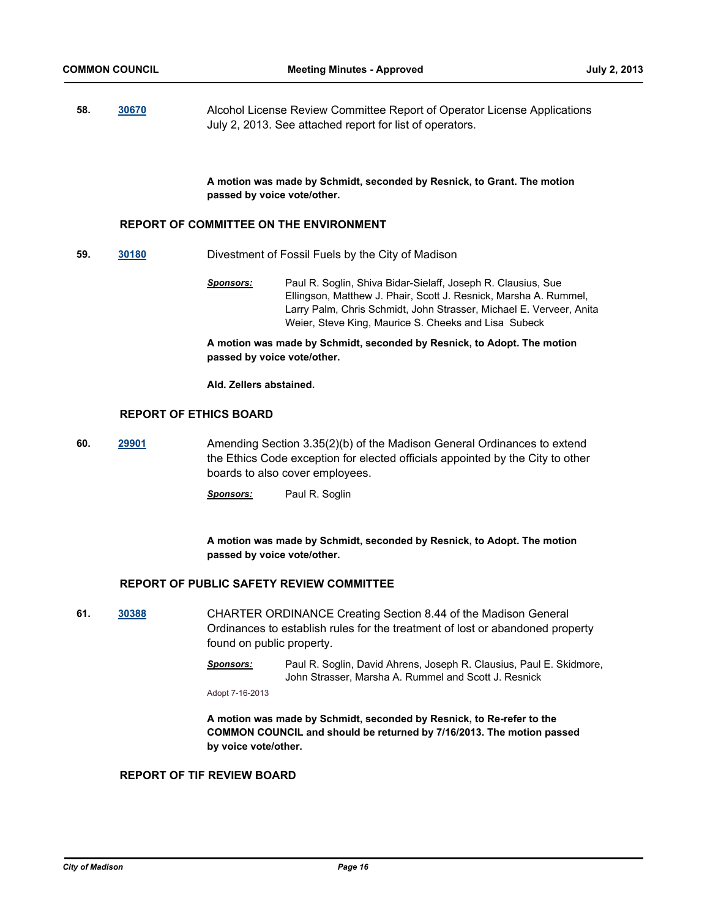**58.** **30670** Alcohol License Review Committee Report of Operator License Applications July 2, 2013. See attached report for list of operators.

**A motion was made by Schmidt, seconded by Resnick, to Grant. The motion passed by voice vote/other.**

### REPORT OF COMMITTEE ON THE ENVIRONMENT

**59.** **30180** Divestment of Fossil Fuels by the City of Madison

***Sponsors:*** Paul R. Soglin, Shiva Bidar-Sielaff, Joseph R. Clausius, Sue Ellingson, Matthew J. Phair, Scott J. Resnick, Marsha A. Rummel, Larry Palm, Chris Schmidt, John Strasser, Michael E. Verveer, Anita Weier, Steve King, Maurice S. Cheeks and Lisa Subeck

**A motion was made by Schmidt, seconded by Resnick, to Adopt. The motion passed by voice vote/other.**

**Ald. Zellers abstained.**

### REPORT OF ETHICS BOARD

**60.** **29901** Amending Section 3.35(2)(b) of the Madison General Ordinances to extend the Ethics Code exception for elected officials appointed by the City to other boards to also cover employees.

***Sponsors:*** Paul R. Soglin

**A motion was made by Schmidt, seconded by Resnick, to Adopt. The motion passed by voice vote/other.**

### REPORT OF PUBLIC SAFETY REVIEW COMMITTEE

**61.** **30388** CHARTER ORDINANCE Creating Section 8.44 of the Madison General Ordinances to establish rules for the treatment of lost or abandoned property found on public property.

***Sponsors:*** Paul R. Soglin, David Ahrens, Joseph R. Clausius, Paul E. Skidmore, John Strasser, Marsha A. Rummel and Scott J. Resnick

Adopt 7-16-2013

**A motion was made by Schmidt, seconded by Resnick, to Re-refer to the COMMON COUNCIL and should be returned by 7/16/2013. The motion passed by voice vote/other.**

### REPORT OF TIF REVIEW BOARD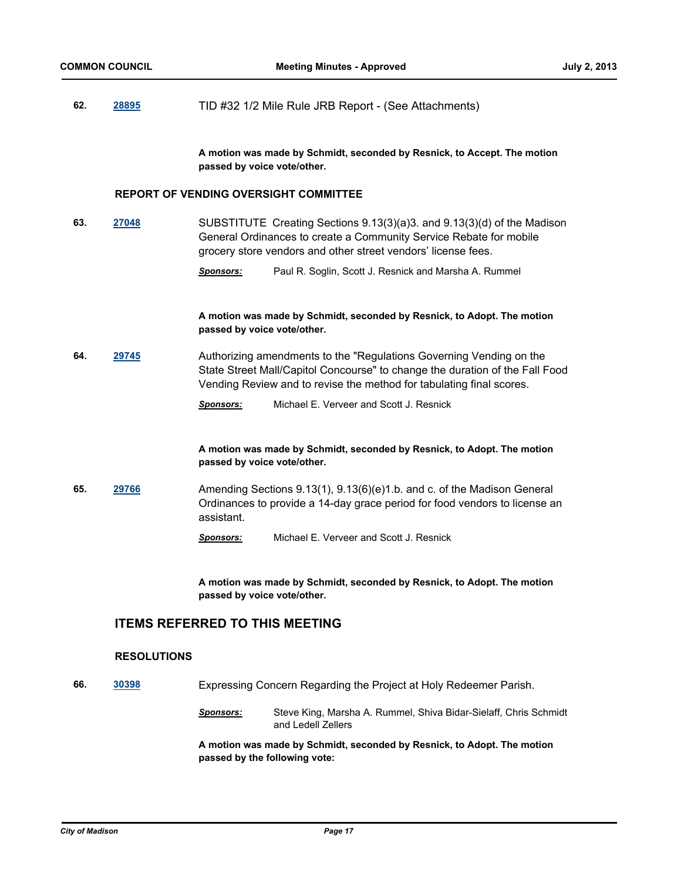**62.** **28895** TID #32 1/2 Mile Rule JRB Report - (See Attachments)

**A motion was made by Schmidt, seconded by Resnick, to Accept. The motion passed by voice vote/other.**

### REPORT OF VENDING OVERSIGHT COMMITTEE

**63.** **27048** SUBSTITUTE Creating Sections 9.13(3)(a)3. and 9.13(3)(d) of the Madison General Ordinances to create a Community Service Rebate for mobile grocery store vendors and other street vendors' license fees.

***Sponsors:*** Paul R. Soglin, Scott J. Resnick and Marsha A. Rummel

**A motion was made by Schmidt, seconded by Resnick, to Adopt. The motion passed by voice vote/other.**

**64.** **29745** Authorizing amendments to the "Regulations Governing Vending on the State Street Mall/Capitol Concourse" to change the duration of the Fall Food Vending Review and to revise the method for tabulating final scores.

***Sponsors:*** Michael E. Verveer and Scott J. Resnick

**A motion was made by Schmidt, seconded by Resnick, to Adopt. The motion passed by voice vote/other.**

**65.** **29766** Amending Sections 9.13(1), 9.13(6)(e)1.b. and c. of the Madison General Ordinances to provide a 14-day grace period for food vendors to license an assistant.

***Sponsors:*** Michael E. Verveer and Scott J. Resnick

**A motion was made by Schmidt, seconded by Resnick, to Adopt. The motion passed by voice vote/other.**

## ITEMS REFERRED TO THIS MEETING

### RESOLUTIONS

**66.** **30398** Expressing Concern Regarding the Project at Holy Redeemer Parish.

***Sponsors:*** Steve King, Marsha A. Rummel, Shiva Bidar-Sielaff, Chris Schmidt and Ledell Zellers

**A motion was made by Schmidt, seconded by Resnick, to Adopt. The motion passed by the following vote:**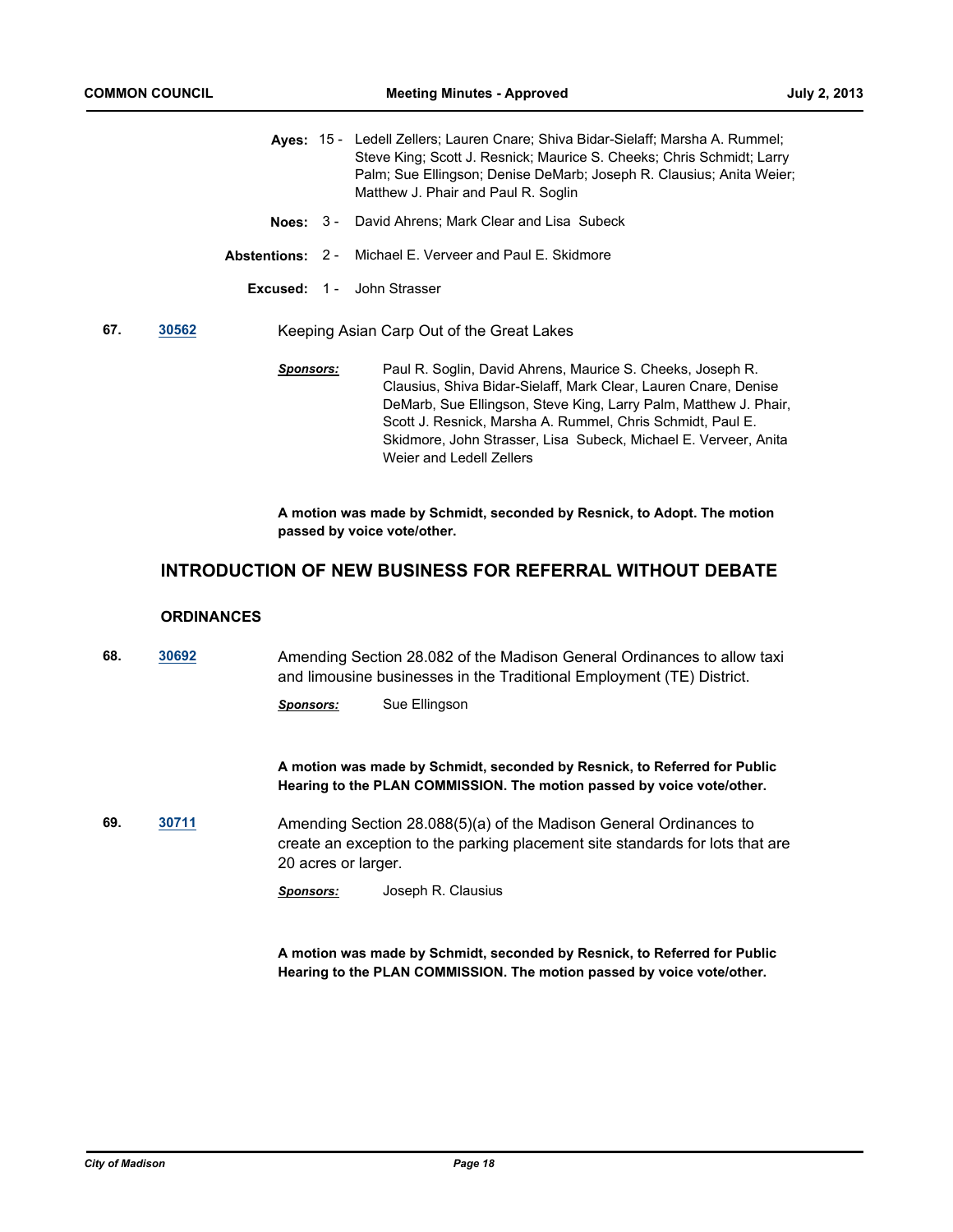**Ayes:** 15 - Ledell Zellers; Lauren Cnare; Shiva Bidar-Sielaff; Marsha A. Rummel; Steve King; Scott J. Resnick; Maurice S. Cheeks; Chris Schmidt; Larry Palm; Sue Ellingson; Denise DeMarb; Joseph R. Clausius; Anita Weier; Matthew J. Phair and Paul R. Soglin

**Noes:** 3 - David Ahrens; Mark Clear and Lisa Subeck

**Abstentions:** 2 - Michael E. Verveer and Paul E. Skidmore

**Excused:** 1 - John Strasser

**67.** **30562** Keeping Asian Carp Out of the Great Lakes

***Sponsors:*** Paul R. Soglin, David Ahrens, Maurice S. Cheeks, Joseph R. Clausius, Shiva Bidar-Sielaff, Mark Clear, Lauren Cnare, Denise DeMarb, Sue Ellingson, Steve King, Larry Palm, Matthew J. Phair, Scott J. Resnick, Marsha A. Rummel, Chris Schmidt, Paul E. Skidmore, John Strasser, Lisa Subeck, Michael E. Verveer, Anita Weier and Ledell Zellers

**A motion was made by Schmidt, seconded by Resnick, to Adopt. The motion passed by voice vote/other.**

## INTRODUCTION OF NEW BUSINESS FOR REFERRAL WITHOUT DEBATE

### ORDINANCES

**68.** **30692** Amending Section 28.082 of the Madison General Ordinances to allow taxi and limousine businesses in the Traditional Employment (TE) District.

***Sponsors:*** Sue Ellingson

**A motion was made by Schmidt, seconded by Resnick, to Referred for Public Hearing to the PLAN COMMISSION. The motion passed by voice vote/other.**

**69.** **30711** Amending Section 28.088(5)(a) of the Madison General Ordinances to create an exception to the parking placement site standards for lots that are 20 acres or larger.

***Sponsors:*** Joseph R. Clausius

**A motion was made by Schmidt, seconded by Resnick, to Referred for Public Hearing to the PLAN COMMISSION. The motion passed by voice vote/other.**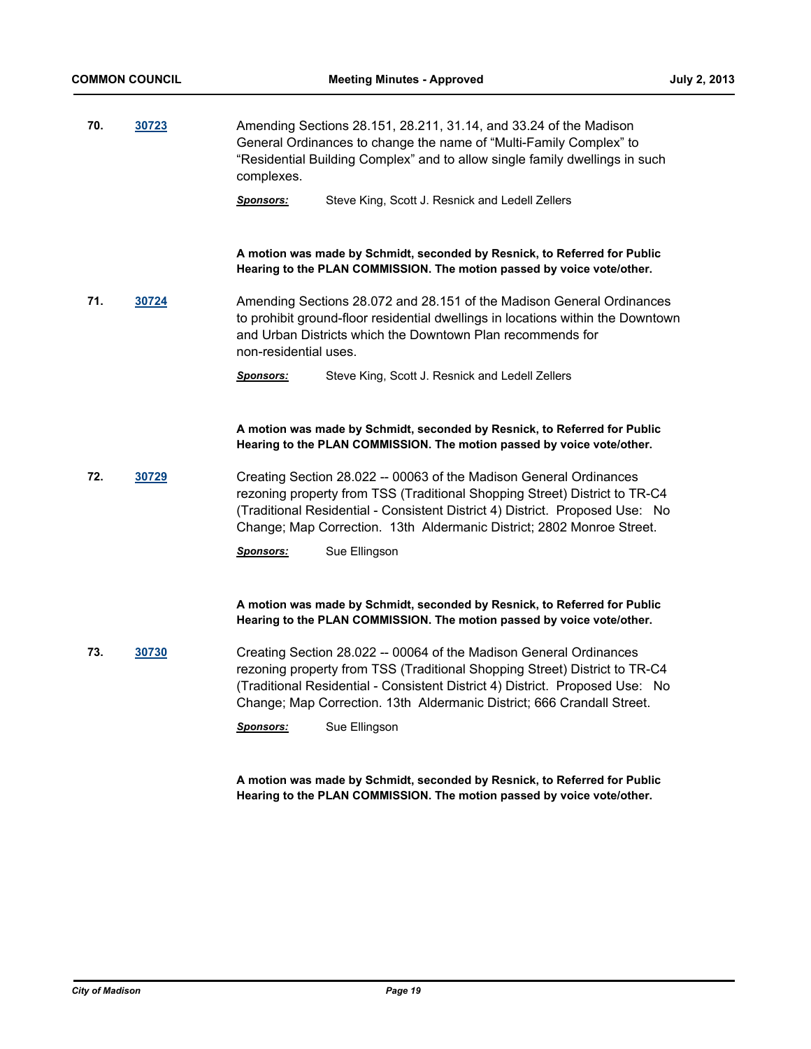**70.** **30723**

Amending Sections 28.151, 28.211, 31.14, and 33.24 of the Madison General Ordinances to change the name of “Multi-Family Complex” to “Residential Building Complex” and to allow single family dwellings in such complexes.

***Sponsors:*** Steve King, Scott J. Resnick and Ledell Zellers

**A motion was made by Schmidt, seconded by Resnick, to Referred for Public Hearing to the PLAN COMMISSION. The motion passed by voice vote/other.**

**71.** **30724**

Amending Sections 28.072 and 28.151 of the Madison General Ordinances to prohibit ground-floor residential dwellings in locations within the Downtown and Urban Districts which the Downtown Plan recommends for non-residential uses.

***Sponsors:*** Steve King, Scott J. Resnick and Ledell Zellers

**A motion was made by Schmidt, seconded by Resnick, to Referred for Public Hearing to the PLAN COMMISSION. The motion passed by voice vote/other.**

**72.** **30729**

Creating Section 28.022 -- 00063 of the Madison General Ordinances rezoning property from TSS (Traditional Shopping Street) District to TR-C4 (Traditional Residential - Consistent District 4) District. Proposed Use: No Change; Map Correction. 13th Aldermanic District; 2802 Monroe Street.

***Sponsors:*** Sue Ellingson

**A motion was made by Schmidt, seconded by Resnick, to Referred for Public Hearing to the PLAN COMMISSION. The motion passed by voice vote/other.**

**73.** **30730**

Creating Section 28.022 -- 00064 of the Madison General Ordinances rezoning property from TSS (Traditional Shopping Street) District to TR-C4 (Traditional Residential - Consistent District 4) District. Proposed Use: No Change; Map Correction. 13th Aldermanic District; 666 Crandall Street.

***Sponsors:*** Sue Ellingson

**A motion was made by Schmidt, seconded by Resnick, to Referred for Public Hearing to the PLAN COMMISSION. The motion passed by voice vote/other.**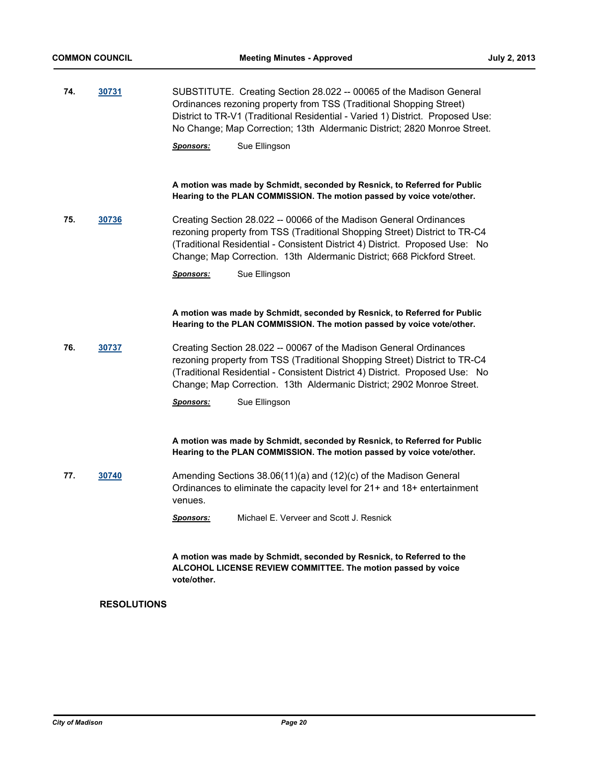**74.** **30731**

SUBSTITUTE. Creating Section 28.022 -- 00065 of the Madison General Ordinances rezoning property from TSS (Traditional Shopping Street) District to TR-V1 (Traditional Residential - Varied 1) District. Proposed Use: No Change; Map Correction; 13th Aldermanic District; 2820 Monroe Street.

***Sponsors:*** Sue Ellingson

**A motion was made by Schmidt, seconded by Resnick, to Referred for Public Hearing to the PLAN COMMISSION. The motion passed by voice vote/other.**

**75.** **30736**

Creating Section 28.022 -- 00066 of the Madison General Ordinances rezoning property from TSS (Traditional Shopping Street) District to TR-C4 (Traditional Residential - Consistent District 4) District. Proposed Use: No Change; Map Correction. 13th Aldermanic District; 668 Pickford Street.

***Sponsors:*** Sue Ellingson

**A motion was made by Schmidt, seconded by Resnick, to Referred for Public Hearing to the PLAN COMMISSION. The motion passed by voice vote/other.**

**76.** **30737**

Creating Section 28.022 -- 00067 of the Madison General Ordinances rezoning property from TSS (Traditional Shopping Street) District to TR-C4 (Traditional Residential - Consistent District 4) District. Proposed Use: No Change; Map Correction. 13th Aldermanic District; 2902 Monroe Street.

***Sponsors:*** Sue Ellingson

**A motion was made by Schmidt, seconded by Resnick, to Referred for Public Hearing to the PLAN COMMISSION. The motion passed by voice vote/other.**

**77.** **30740**

Amending Sections 38.06(11)(a) and (12)(c) of the Madison General Ordinances to eliminate the capacity level for 21+ and 18+ entertainment venues.

***Sponsors:*** Michael E. Verveer and Scott J. Resnick

**A motion was made by Schmidt, seconded by Resnick, to Referred to the ALCOHOL LICENSE REVIEW COMMITTEE. The motion passed by voice vote/other.**

## RESOLUTIONS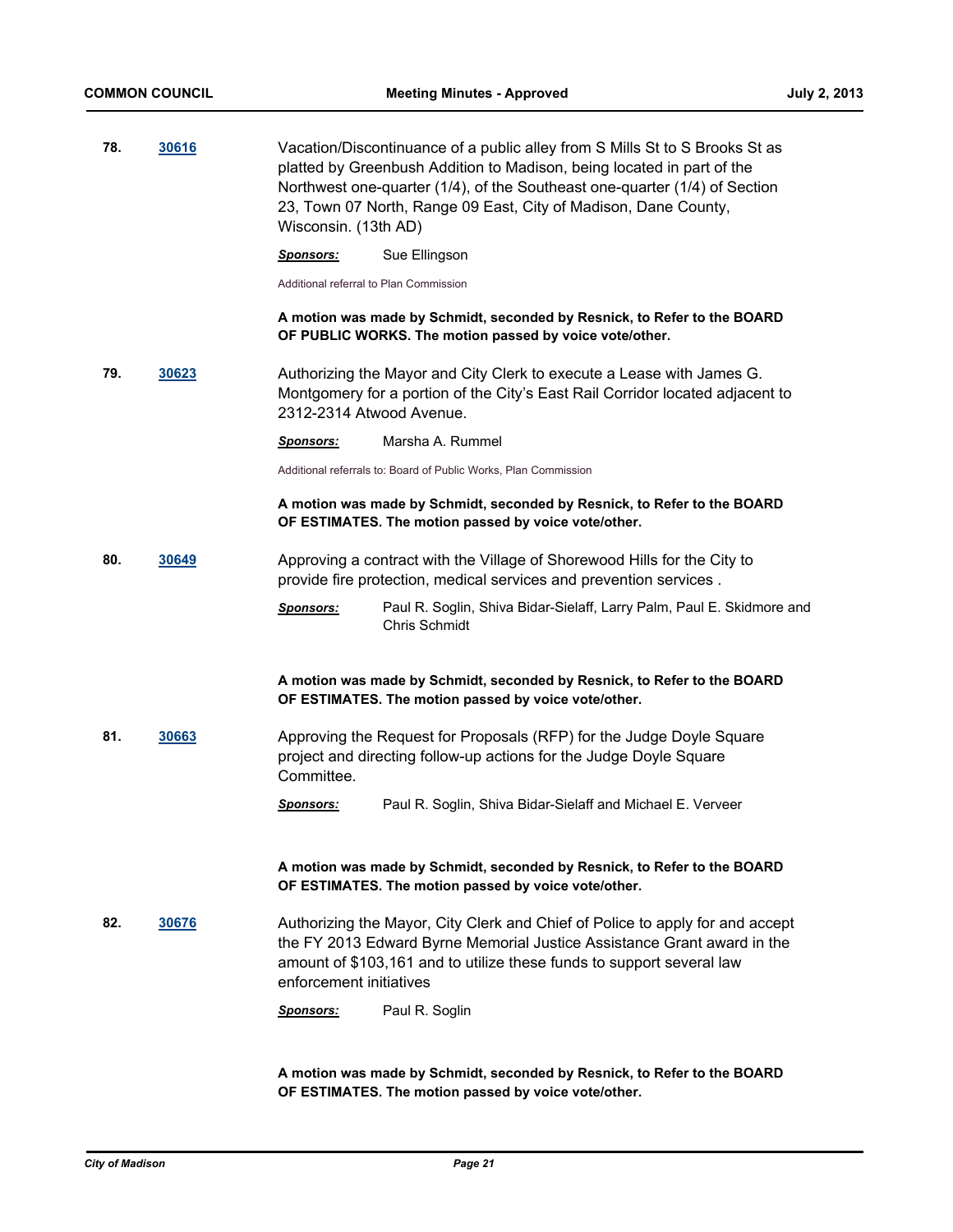**78.** **30616**

Vacation/Discontinuance of a public alley from S Mills St to S Brooks St as platted by Greenbush Addition to Madison, being located in part of the Northwest one-quarter (1/4), of the Southeast one-quarter (1/4) of Section 23, Town 07 North, Range 09 East, City of Madison, Dane County, Wisconsin. (13th AD)

***Sponsors:*** Sue Ellingson

Additional referral to Plan Commission

**A motion was made by Schmidt, seconded by Resnick, to Refer to the BOARD OF PUBLIC WORKS. The motion passed by voice vote/other.**

**79.** **30623**

Authorizing the Mayor and City Clerk to execute a Lease with James G. Montgomery for a portion of the City's East Rail Corridor located adjacent to 2312-2314 Atwood Avenue.

***Sponsors:*** Marsha A. Rummel

Additional referrals to: Board of Public Works, Plan Commission

**A motion was made by Schmidt, seconded by Resnick, to Refer to the BOARD OF ESTIMATES. The motion passed by voice vote/other.**

**80.** **30649**

Approving a contract with the Village of Shorewood Hills for the City to provide fire protection, medical services and prevention services .

***Sponsors:*** Paul R. Soglin, Shiva Bidar-Sielaff, Larry Palm, Paul E. Skidmore and Chris Schmidt

**A motion was made by Schmidt, seconded by Resnick, to Refer to the BOARD OF ESTIMATES. The motion passed by voice vote/other.**

**81.** **30663**

Approving the Request for Proposals (RFP) for the Judge Doyle Square project and directing follow-up actions for the Judge Doyle Square Committee.

***Sponsors:*** Paul R. Soglin, Shiva Bidar-Sielaff and Michael E. Verveer

**A motion was made by Schmidt, seconded by Resnick, to Refer to the BOARD OF ESTIMATES. The motion passed by voice vote/other.**

**82.** **30676**

Authorizing the Mayor, City Clerk and Chief of Police to apply for and accept the FY 2013 Edward Byrne Memorial Justice Assistance Grant award in the amount of $103,161 and to utilize these funds to support several law enforcement initiatives

***Sponsors:*** Paul R. Soglin

**A motion was made by Schmidt, seconded by Resnick, to Refer to the BOARD OF ESTIMATES. The motion passed by voice vote/other.**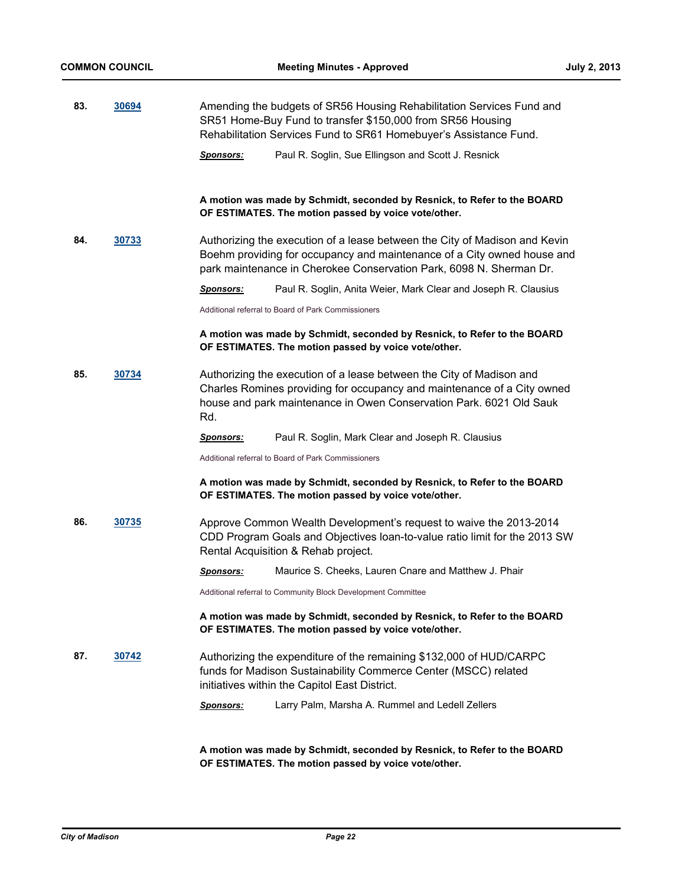**83.** **30694**

Amending the budgets of SR56 Housing Rehabilitation Services Fund and SR51 Home-Buy Fund to transfer $150,000 from SR56 Housing Rehabilitation Services Fund to SR61 Homebuyer's Assistance Fund.

***Sponsors:*** Paul R. Soglin, Sue Ellingson and Scott J. Resnick

**A motion was made by Schmidt, seconded by Resnick, to Refer to the BOARD OF ESTIMATES. The motion passed by voice vote/other.**

**84.** **30733**

Authorizing the execution of a lease between the City of Madison and Kevin Boehm providing for occupancy and maintenance of a City owned house and park maintenance in Cherokee Conservation Park, 6098 N. Sherman Dr.

***Sponsors:*** Paul R. Soglin, Anita Weier, Mark Clear and Joseph R. Clausius

Additional referral to Board of Park Commissioners

**A motion was made by Schmidt, seconded by Resnick, to Refer to the BOARD OF ESTIMATES. The motion passed by voice vote/other.**

**85.** **30734**

Authorizing the execution of a lease between the City of Madison and Charles Romines providing for occupancy and maintenance of a City owned house and park maintenance in Owen Conservation Park. 6021 Old Sauk Rd.

***Sponsors:*** Paul R. Soglin, Mark Clear and Joseph R. Clausius

Additional referral to Board of Park Commissioners

**A motion was made by Schmidt, seconded by Resnick, to Refer to the BOARD OF ESTIMATES. The motion passed by voice vote/other.**

**86.** **30735**

Approve Common Wealth Development's request to waive the 2013-2014 CDD Program Goals and Objectives loan-to-value ratio limit for the 2013 SW Rental Acquisition & Rehab project.

***Sponsors:*** Maurice S. Cheeks, Lauren Cnare and Matthew J. Phair

Additional referral to Community Block Development Committee

**A motion was made by Schmidt, seconded by Resnick, to Refer to the BOARD OF ESTIMATES. The motion passed by voice vote/other.**

**87.** **30742**

Authorizing the expenditure of the remaining $132,000 of HUD/CARPC funds for Madison Sustainability Commerce Center (MSCC) related initiatives within the Capitol East District.

***Sponsors:*** Larry Palm, Marsha A. Rummel and Ledell Zellers

**A motion was made by Schmidt, seconded by Resnick, to Refer to the BOARD OF ESTIMATES. The motion passed by voice vote/other.**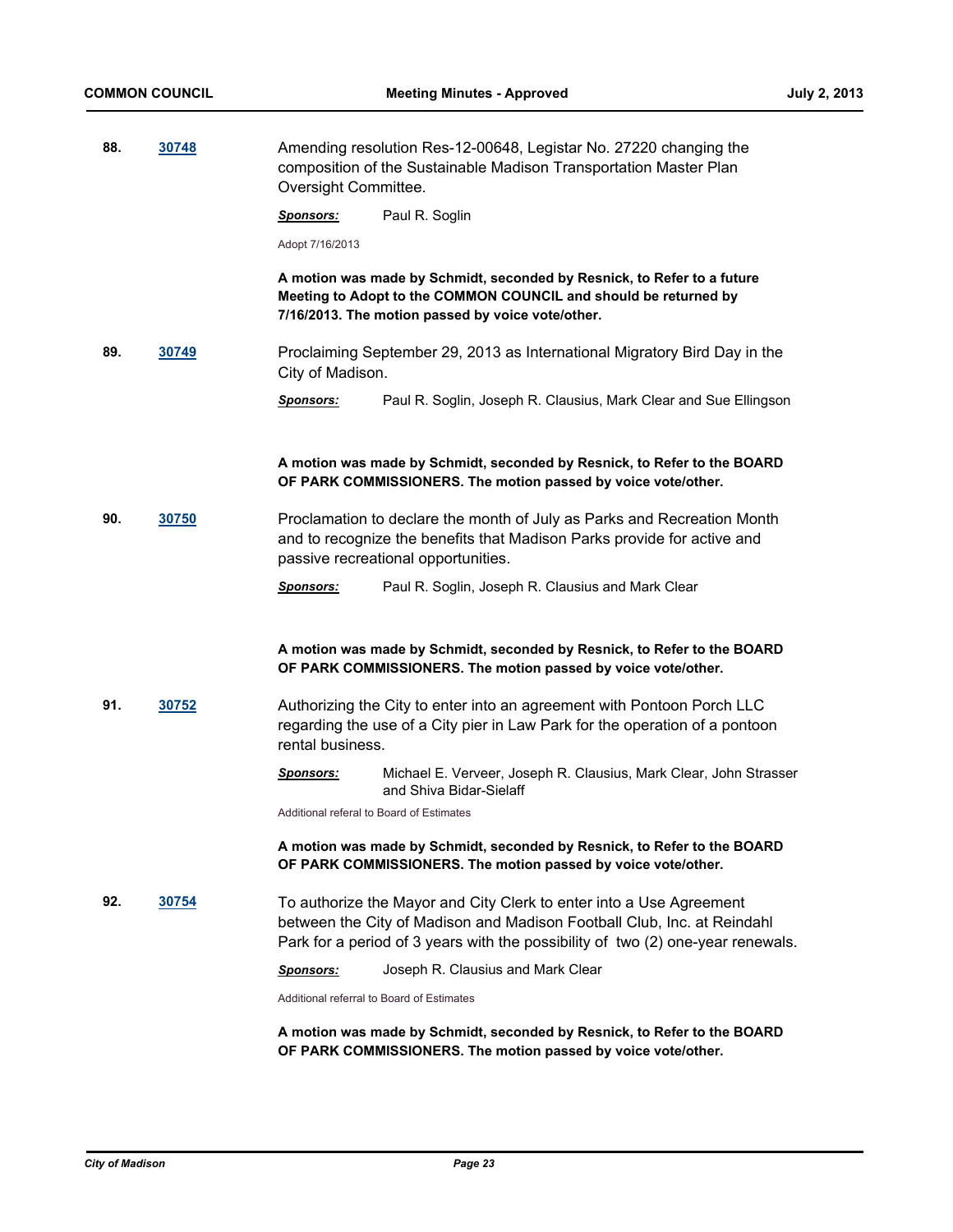**88.** **30748**

Amending resolution Res-12-00648, Legistar No. 27220 changing the composition of the Sustainable Madison Transportation Master Plan Oversight Committee.

***Sponsors:*** Paul R. Soglin

Adopt 7/16/2013

**A motion was made by Schmidt, seconded by Resnick, to Refer to a future Meeting to Adopt to the COMMON COUNCIL and should be returned by 7/16/2013. The motion passed by voice vote/other.**

**89.** **30749**

Proclaiming September 29, 2013 as International Migratory Bird Day in the City of Madison.

***Sponsors:*** Paul R. Soglin, Joseph R. Clausius, Mark Clear and Sue Ellingson

**A motion was made by Schmidt, seconded by Resnick, to Refer to the BOARD OF PARK COMMISSIONERS. The motion passed by voice vote/other.**

**90.** **30750**

Proclamation to declare the month of July as Parks and Recreation Month and to recognize the benefits that Madison Parks provide for active and passive recreational opportunities.

***Sponsors:*** Paul R. Soglin, Joseph R. Clausius and Mark Clear

**A motion was made by Schmidt, seconded by Resnick, to Refer to the BOARD OF PARK COMMISSIONERS. The motion passed by voice vote/other.**

**91.** **30752**

Authorizing the City to enter into an agreement with Pontoon Porch LLC regarding the use of a City pier in Law Park for the operation of a pontoon rental business.

***Sponsors:*** Michael E. Verveer, Joseph R. Clausius, Mark Clear, John Strasser and Shiva Bidar-Sielaff

Additional referal to Board of Estimates

**A motion was made by Schmidt, seconded by Resnick, to Refer to the BOARD OF PARK COMMISSIONERS. The motion passed by voice vote/other.**

**92.** **30754**

To authorize the Mayor and City Clerk to enter into a Use Agreement between the City of Madison and Madison Football Club, Inc. at Reindahl Park for a period of 3 years with the possibility of two (2) one-year renewals.

***Sponsors:*** Joseph R. Clausius and Mark Clear

Additional referral to Board of Estimates

**A motion was made by Schmidt, seconded by Resnick, to Refer to the BOARD OF PARK COMMISSIONERS. The motion passed by voice vote/other.**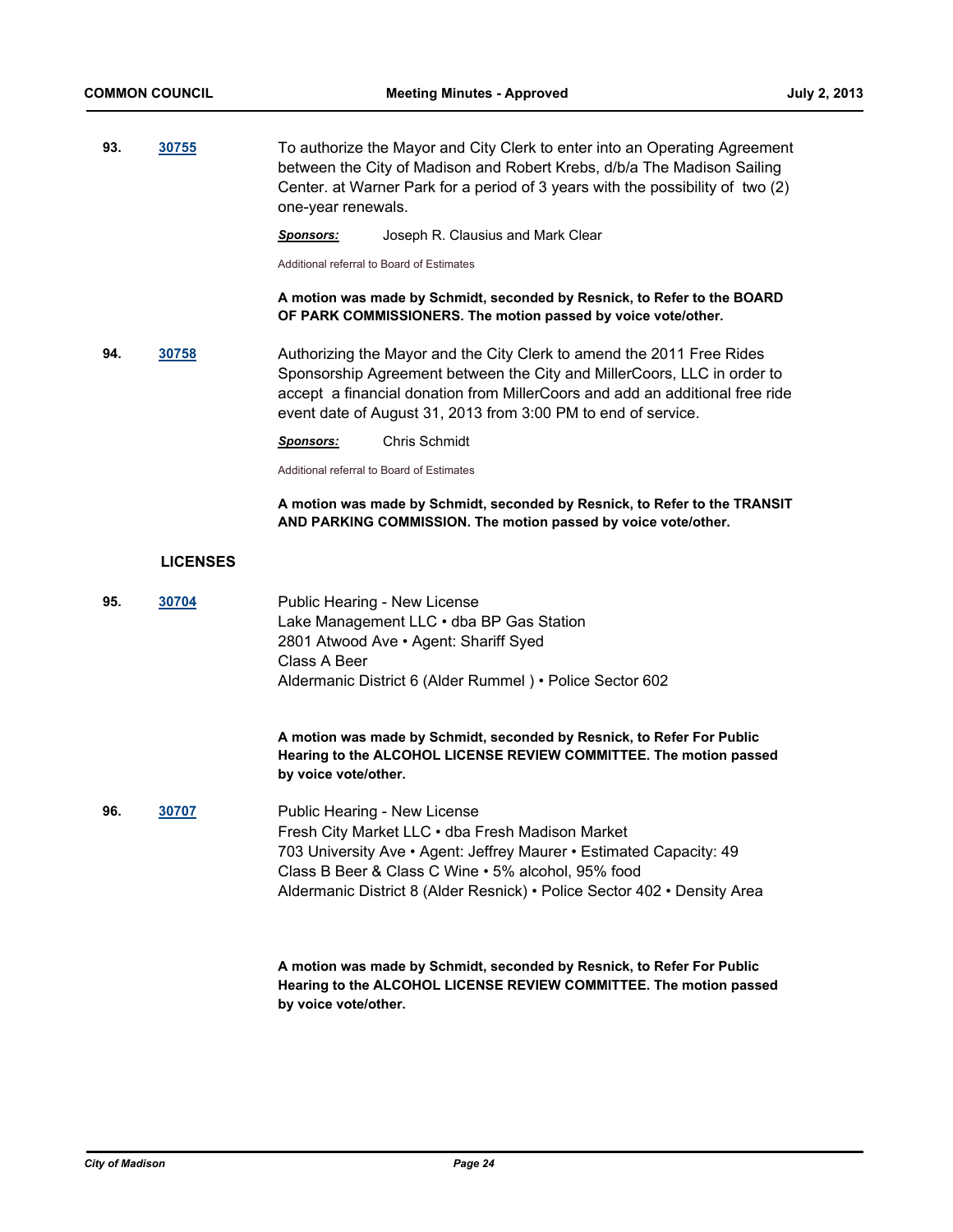**93.** **30755**

To authorize the Mayor and City Clerk to enter into an Operating Agreement between the City of Madison and Robert Krebs, d/b/a The Madison Sailing Center. at Warner Park for a period of 3 years with the possibility of two (2) one-year renewals.

***Sponsors:*** Joseph R. Clausius and Mark Clear

Additional referral to Board of Estimates

**A motion was made by Schmidt, seconded by Resnick, to Refer to the BOARD OF PARK COMMISSIONERS. The motion passed by voice vote/other.**

**94.** **30758**

Authorizing the Mayor and the City Clerk to amend the 2011 Free Rides Sponsorship Agreement between the City and MillerCoors, LLC in order to accept a financial donation from MillerCoors and add an additional free ride event date of August 31, 2013 from 3:00 PM to end of service.

***Sponsors:*** Chris Schmidt

Additional referral to Board of Estimates

**A motion was made by Schmidt, seconded by Resnick, to Refer to the TRANSIT AND PARKING COMMISSION. The motion passed by voice vote/other.**

## LICENSES

**95.** **30704**

Public Hearing - New License
Lake Management LLC • dba BP Gas Station
2801 Atwood Ave • Agent: Shariff Syed
Class A Beer
Aldermanic District 6 (Alder Rummel ) • Police Sector 602

**A motion was made by Schmidt, seconded by Resnick, to Refer For Public Hearing to the ALCOHOL LICENSE REVIEW COMMITTEE. The motion passed by voice vote/other.**

**96.** **30707**

Public Hearing - New License
Fresh City Market LLC • dba Fresh Madison Market
703 University Ave • Agent: Jeffrey Maurer • Estimated Capacity: 49
Class B Beer & Class C Wine • 5% alcohol, 95% food
Aldermanic District 8 (Alder Resnick) • Police Sector 402 • Density Area

**A motion was made by Schmidt, seconded by Resnick, to Refer For Public Hearing to the ALCOHOL LICENSE REVIEW COMMITTEE. The motion passed by voice vote/other.**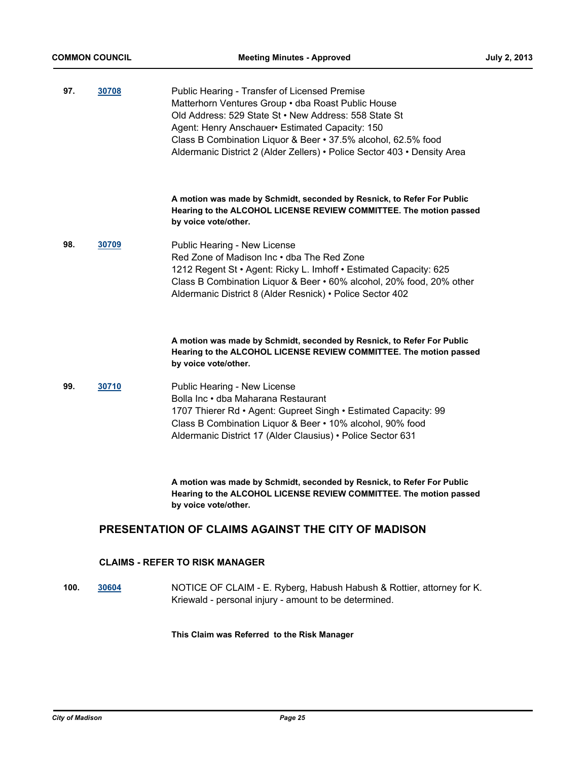**97.** **30708**

Public Hearing - Transfer of Licensed Premise
Matterhorn Ventures Group • dba Roast Public House
Old Address: 529 State St • New Address: 558 State St
Agent: Henry Anschauer• Estimated Capacity: 150
Class B Combination Liquor & Beer • 37.5% alcohol, 62.5% food
Aldermanic District 2 (Alder Zellers) • Police Sector 403 • Density Area

**A motion was made by Schmidt, seconded by Resnick, to Refer For Public Hearing to the ALCOHOL LICENSE REVIEW COMMITTEE. The motion passed by voice vote/other.**

**98.** **30709**

Public Hearing - New License
Red Zone of Madison Inc • dba The Red Zone
1212 Regent St • Agent: Ricky L. Imhoff • Estimated Capacity: 625
Class B Combination Liquor & Beer • 60% alcohol, 20% food, 20% other
Aldermanic District 8 (Alder Resnick) • Police Sector 402

**A motion was made by Schmidt, seconded by Resnick, to Refer For Public Hearing to the ALCOHOL LICENSE REVIEW COMMITTEE. The motion passed by voice vote/other.**

**99.** **30710**

Public Hearing - New License
Bolla Inc • dba Maharana Restaurant
1707 Thierer Rd • Agent: Gupreet Singh • Estimated Capacity: 99
Class B Combination Liquor & Beer • 10% alcohol, 90% food
Aldermanic District 17 (Alder Clausius) • Police Sector 631

**A motion was made by Schmidt, seconded by Resnick, to Refer For Public Hearing to the ALCOHOL LICENSE REVIEW COMMITTEE. The motion passed by voice vote/other.**

## PRESENTATION OF CLAIMS AGAINST THE CITY OF MADISON

### CLAIMS - REFER TO RISK MANAGER

**100.** **30604**

NOTICE OF CLAIM - E. Ryberg, Habush Habush & Rottier, attorney for K. Kriewald - personal injury - amount to be determined.

**This Claim was Referred to the Risk Manager**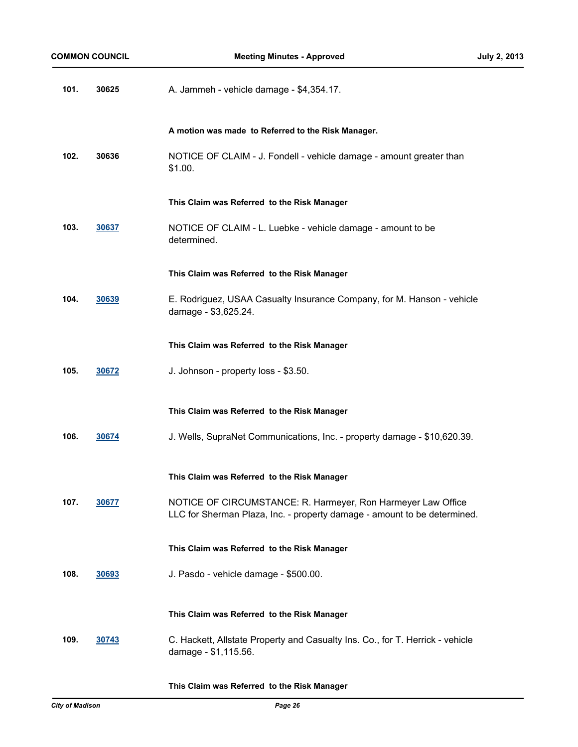101. 30625 A. Jammeh - vehicle damage - $4,354.17.

**A motion was made to Referred to the Risk Manager.**

102. 30636 NOTICE OF CLAIM - J. Fondell - vehicle damage - amount greater than $1.00.

**This Claim was Referred to the Risk Manager**

103. 30637 NOTICE OF CLAIM - L. Luebke - vehicle damage - amount to be determined.

**This Claim was Referred to the Risk Manager**

104. 30639 E. Rodriguez, USAA Casualty Insurance Company, for M. Hanson - vehicle damage - $3,625.24.

**This Claim was Referred to the Risk Manager**

105. 30672 J. Johnson - property loss - $3.50.

**This Claim was Referred to the Risk Manager**

106. 30674 J. Wells, SupraNet Communications, Inc. - property damage - $10,620.39.

**This Claim was Referred to the Risk Manager**

107. 30677 NOTICE OF CIRCUMSTANCE: R. Harmeyer, Ron Harmeyer Law Office LLC for Sherman Plaza, Inc. - property damage - amount to be determined.

**This Claim was Referred to the Risk Manager**

108. 30693 J. Pasdo - vehicle damage - $500.00.

**This Claim was Referred to the Risk Manager**

109. 30743 C. Hackett, Allstate Property and Casualty Ins. Co., for T. Herrick - vehicle damage - $1,115.56.

**This Claim was Referred to the Risk Manager**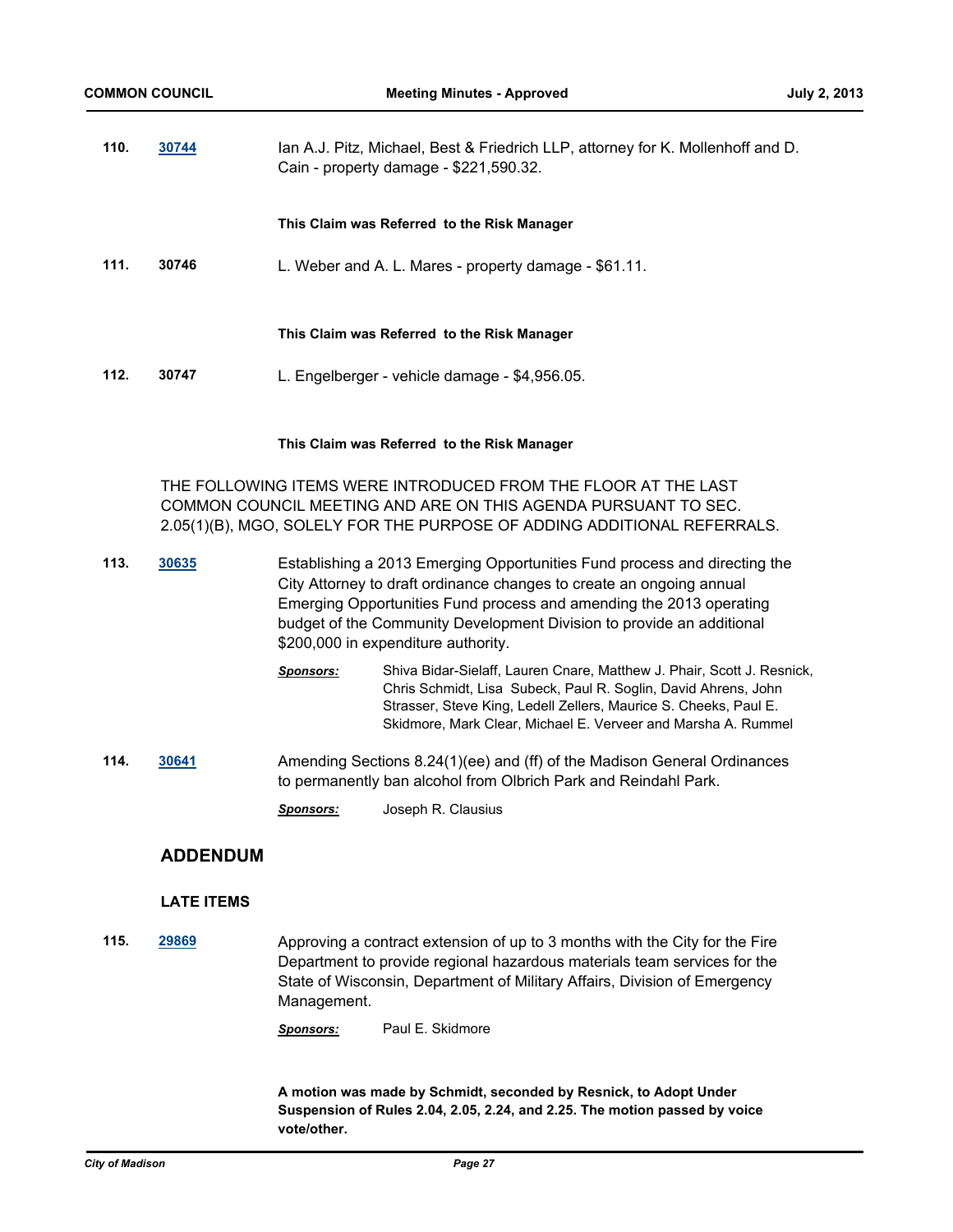**110.** **30744** Ian A.J. Pitz, Michael, Best & Friedrich LLP, attorney for K. Mollenhoff and D. Cain - property damage - $221,590.32.

**This Claim was Referred to the Risk Manager**

**111.** **30746** L. Weber and A. L. Mares - property damage - $61.11.

**This Claim was Referred to the Risk Manager**

**112.** **30747** L. Engelberger - vehicle damage - $4,956.05.

**This Claim was Referred to the Risk Manager**

THE FOLLOWING ITEMS WERE INTRODUCED FROM THE FLOOR AT THE LAST COMMON COUNCIL MEETING AND ARE ON THIS AGENDA PURSUANT TO SEC. 2.05(1)(B), MGO, SOLELY FOR THE PURPOSE OF ADDING ADDITIONAL REFERRALS.

**113.** **30635** Establishing a 2013 Emerging Opportunities Fund process and directing the City Attorney to draft ordinance changes to create an ongoing annual Emerging Opportunities Fund process and amending the 2013 operating budget of the Community Development Division to provide an additional $200,000 in expenditure authority.

***Sponsors:*** Shiva Bidar-Sielaff, Lauren Cnare, Matthew J. Phair, Scott J. Resnick, Chris Schmidt, Lisa Subeck, Paul R. Soglin, David Ahrens, John Strasser, Steve King, Ledell Zellers, Maurice S. Cheeks, Paul E. Skidmore, Mark Clear, Michael E. Verveer and Marsha A. Rummel

**114.** **30641** Amending Sections 8.24(1)(ee) and (ff) of the Madison General Ordinances to permanently ban alcohol from Olbrich Park and Reindahl Park.

***Sponsors:*** Joseph R. Clausius

## ADDENDUM

### LATE ITEMS

**115.** **29869** Approving a contract extension of up to 3 months with the City for the Fire Department to provide regional hazardous materials team services for the State of Wisconsin, Department of Military Affairs, Division of Emergency Management.

***Sponsors:*** Paul E. Skidmore

**A motion was made by Schmidt, seconded by Resnick, to Adopt Under Suspension of Rules 2.04, 2.05, 2.24, and 2.25. The motion passed by voice vote/other.**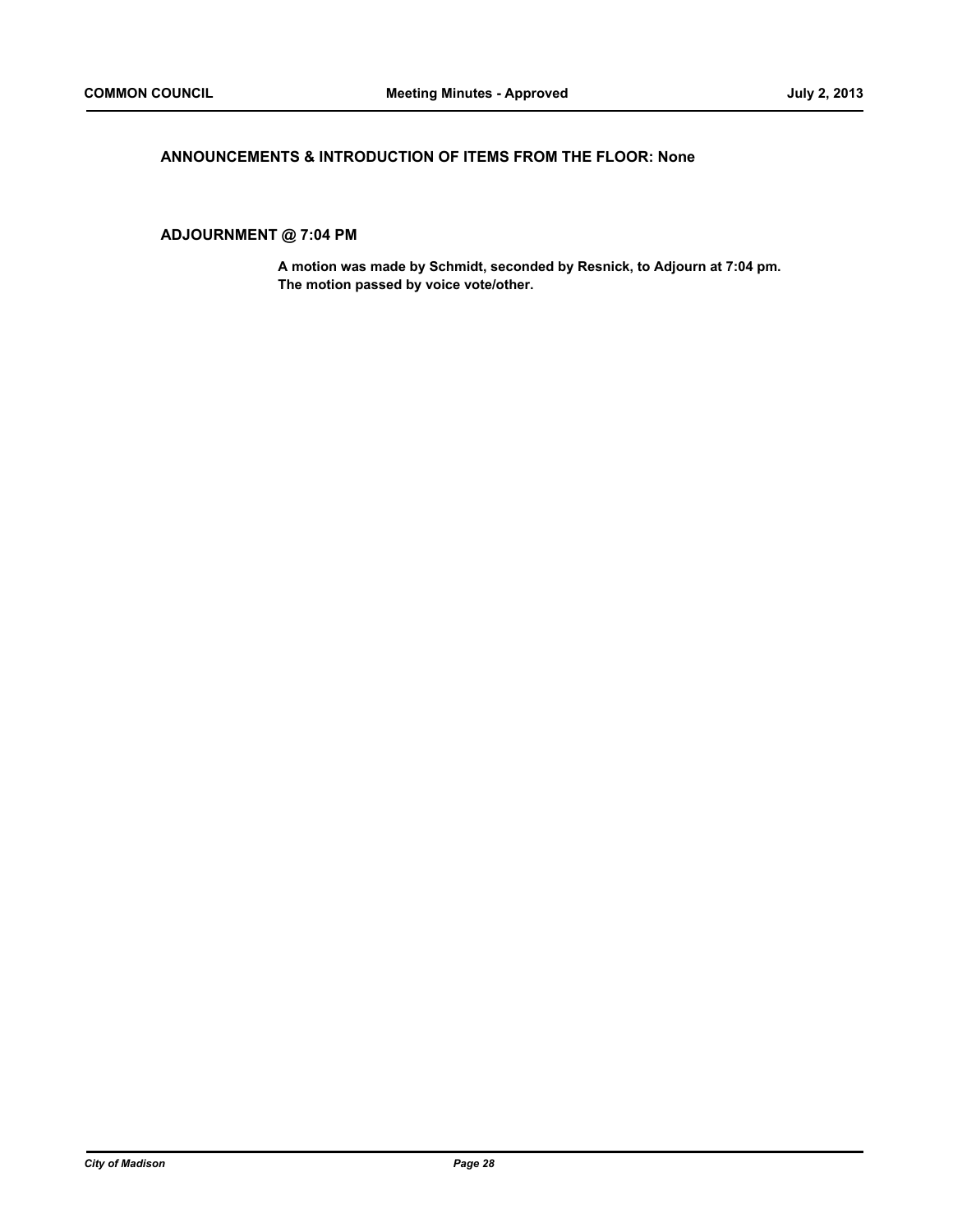## ANNOUNCEMENTS & INTRODUCTION OF ITEMS FROM THE FLOOR: None

## ADJOURNMENT @ 7:04 PM

**A motion was made by Schmidt, seconded by Resnick, to Adjourn at 7:04 pm. The motion passed by voice vote/other.**